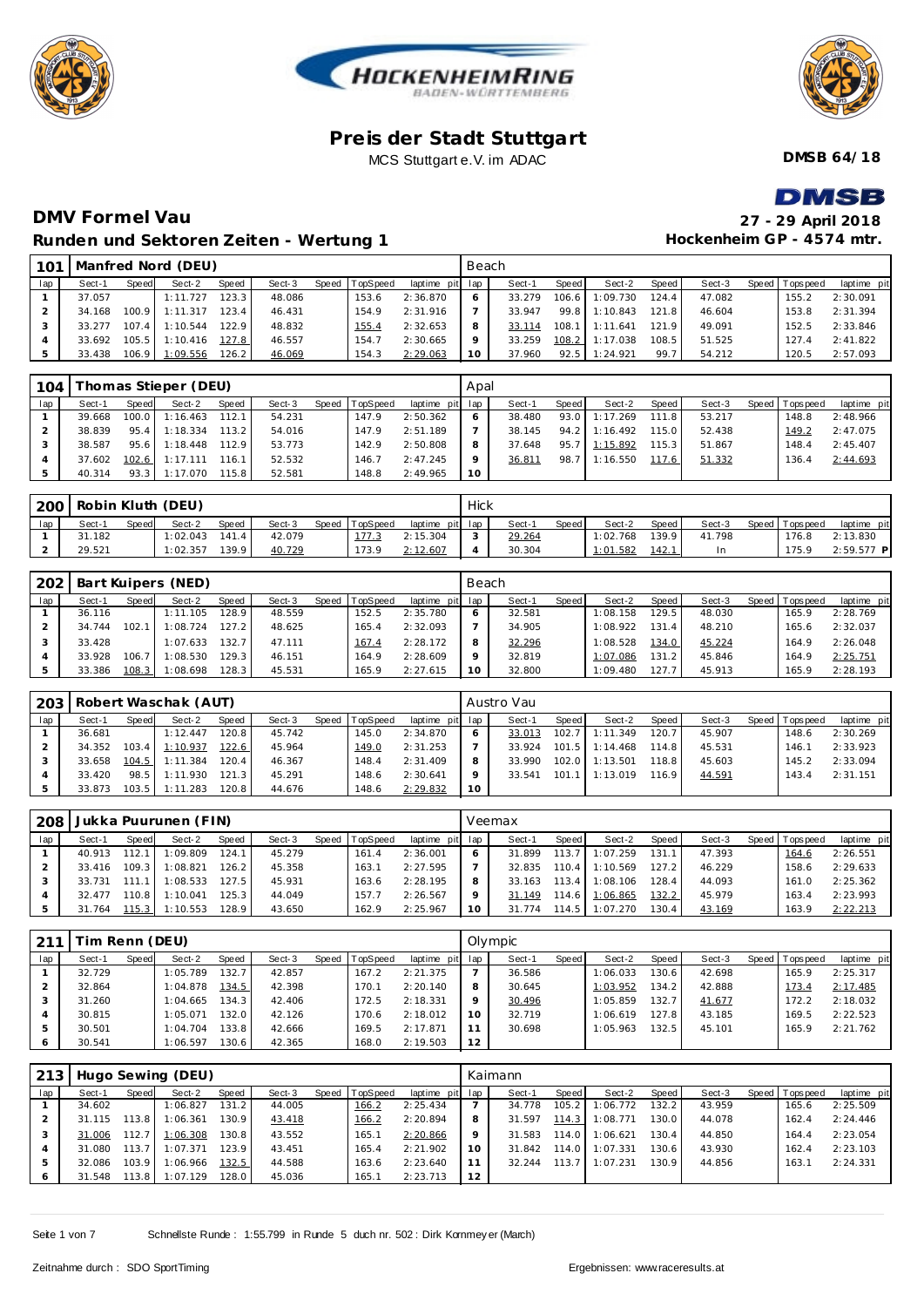# Preis der Stadt Stuttgart

MCS Stuttgart e.V. im ADAC

**DMSB 64/18**

## DMV Formel Vau

**27 - 29 April 2018**

### Runden und Sektoren Zeiten - Wertung 1

**Hockenheim GP - 4574 mtr.**

| 101 | Manfred Nord (DEU) | | | | | | | | Beach | | | | | | | | |
|---|---|---|---|---|---|---|---|---|---|---|---|---|---|---|---|---|---|
| lap | Sect-1 | Speed | Sect-2 | Speed | Sect-3 | Speed | TopSpeed | laptime pit | lap | Sect-1 | Speed | Sect-2 | Speed | Sect-3 | Speed | Topspeed | laptime pit |
| 1 | 37.057 | | 1:11.727 | 123.3 | 48.086 | | 153.6 | 2:36.870 | 6 | 33.279 | 106.6 | 1:09.730 | 124.4 | 47.082 | | 155.2 | 2:30.091 |
| 2 | 34.168 | 100.9 | 1:11.317 | 123.4 | 46.431 | | 154.9 | 2:31.916 | 7 | 33.947 | 99.8 | 1:10.843 | 121.8 | 46.604 | | 153.8 | 2:31.394 |
| 3 | 33.277 | 107.4 | 1:10.544 | 122.9 | 48.832 | | 155.4 | 2:32.653 | 8 | 33.114 | 108.1 | 1:11.641 | 121.9 | 49.091 | | 152.5 | 2:33.846 |
| 4 | 33.692 | 105.5 | 1:10.416 | 127.8 | 46.557 | | 154.7 | 2:30.665 | 9 | 33.259 | 108.2 | 1:17.038 | 108.5 | 51.525 | | 127.4 | 2:41.822 |
| 5 | 33.438 | 106.9 | 1:09.556 | 126.2 | 46.069 | | 154.3 | 2:29.063 | 10 | 37.960 | 92.5 | 1:24.921 | 99.7 | 54.212 | | 120.5 | 2:57.093 |

| 104 | Thomas Stieper (DEU) | | | | | | | | Apal | | | | | | | | |
|---|---|---|---|---|---|---|---|---|---|---|---|---|---|---|---|---|---|
| lap | Sect-1 | Speed | Sect-2 | Speed | Sect-3 | Speed | TopSpeed | laptime pit | lap | Sect-1 | Speed | Sect-2 | Speed | Sect-3 | Speed | Topspeed | laptime pit |
| 1 | 39.668 | 100.0 | 1:16.463 | 112.1 | 54.231 | | 147.9 | 2:50.362 | 6 | 38.480 | 93.0 | 1:17.269 | 111.8 | 53.217 | | 148.8 | 2:48.966 |
| 2 | 38.839 | 95.4 | 1:18.334 | 113.2 | 54.016 | | 147.9 | 2:51.189 | 7 | 38.145 | 94.2 | 1:16.492 | 115.0 | 52.438 | | 149.2 | 2:47.075 |
| 3 | 38.587 | 95.6 | 1:18.448 | 112.9 | 53.773 | | 142.9 | 2:50.808 | 8 | 37.648 | 95.7 | 1:15.892 | 115.3 | 51.867 | | 148.4 | 2:45.407 |
| 4 | 37.602 | 102.6 | 1:17.111 | 116.1 | 52.532 | | 146.7 | 2:47.245 | 9 | 36.811 | 98.7 | 1:16.550 | 117.6 | 51.332 | | 136.4 | 2:44.693 |
| 5 | 40.314 | 93.3 | 1:17.070 | 115.8 | 52.581 | | 148.8 | 2:49.965 | 10 | | | | | | | | |

| 200 | Robin Kluth (DEU) | | | | | | | | Hick | | | | | | | | |
|---|---|---|---|---|---|---|---|---|---|---|---|---|---|---|---|---|---|
| lap | Sect-1 | Speed | Sect-2 | Speed | Sect-3 | Speed | TopSpeed | laptime pit | lap | Sect-1 | Speed | Sect-2 | Speed | Sect-3 | Speed | Topspeed | laptime pit |
| 1 | 31.182 | | 1:02.043 | 141.4 | 42.079 | | 177.3 | 2:15.304 | 3 | 29.264 | | 1:02.768 | 139.9 | 41.798 | | 176.8 | 2:13.830 |
| 2 | 29.521 | | 1:02.357 | 139.9 | 40.729 | | 173.9 | 2:12.607 | 4 | 30.304 | | 1:01.582 | 142.1 | In | | 175.9 | 2:59.577 P |

| 202 | Bart Kuipers (NED) | | | | | | | | Beach | | | | | | | | |
|---|---|---|---|---|---|---|---|---|---|---|---|---|---|---|---|---|---|
| lap | Sect-1 | Speed | Sect-2 | Speed | Sect-3 | Speed | TopSpeed | laptime pit | lap | Sect-1 | Speed | Sect-2 | Speed | Sect-3 | Speed | Topspeed | laptime pit |
| 1 | 36.116 | | 1:11.105 | 128.9 | 48.559 | | 152.5 | 2:35.780 | 6 | 32.581 | | 1:08.158 | 129.5 | 48.030 | | 165.9 | 2:28.769 |
| 2 | 34.744 | 102.1 | 1:08.724 | 127.2 | 48.625 | | 165.4 | 2:32.093 | 7 | 34.905 | | 1:08.922 | 131.4 | 48.210 | | 165.6 | 2:32.037 |
| 3 | 33.428 | | 1:07.633 | 132.7 | 47.111 | | 167.4 | 2:28.172 | 8 | 32.296 | | 1:08.528 | 134.0 | 45.224 | | 164.9 | 2:26.048 |
| 4 | 33.928 | 106.7 | 1:08.530 | 129.3 | 46.151 | | 164.9 | 2:28.609 | 9 | 32.819 | | 1:07.086 | 131.2 | 45.846 | | 164.9 | 2:25.751 |
| 5 | 33.386 | 108.3 | 1:08.698 | 128.3 | 45.531 | | 165.9 | 2:27.615 | 10 | 32.800 | | 1:09.480 | 127.7 | 45.913 | | 165.9 | 2:28.193 |

| 203 | Robert Waschak (AUT) | | | | | | | | Austro Vau | | | | | | | | |
|---|---|---|---|---|---|---|---|---|---|---|---|---|---|---|---|---|---|
| lap | Sect-1 | Speed | Sect-2 | Speed | Sect-3 | Speed | TopSpeed | laptime pit | lap | Sect-1 | Speed | Sect-2 | Speed | Sect-3 | Speed | Topspeed | laptime pit |
| 1 | 36.681 | | 1:12.447 | 120.8 | 45.742 | | 145.0 | 2:34.870 | 6 | 33.013 | 102.7 | 1:11.349 | 120.7 | 45.907 | | 148.6 | 2:30.269 |
| 2 | 34.352 | 103.4 | 1:10.937 | 122.6 | 45.964 | | 149.0 | 2:31.253 | 7 | 33.924 | 101.5 | 1:14.468 | 114.8 | 45.531 | | 146.1 | 2:33.923 |
| 3 | 33.658 | 104.5 | 1:11.384 | 120.4 | 46.367 | | 148.4 | 2:31.409 | 8 | 33.990 | 102.0 | 1:13.501 | 118.8 | 45.603 | | 145.2 | 2:33.094 |
| 4 | 33.420 | 98.5 | 1:11.930 | 121.3 | 45.291 | | 148.6 | 2:30.641 | 9 | 33.541 | 101.1 | 1:13.019 | 116.9 | 44.591 | | 143.4 | 2:31.151 |
| 5 | 33.873 | 103.5 | 1:11.283 | 120.8 | 44.676 | | 148.6 | 2:29.832 | 10 | | | | | | | | |

| 208 | Jukka Puurunen (FIN) | | | | | | | | Veemax | | | | | | | | |
|---|---|---|---|---|---|---|---|---|---|---|---|---|---|---|---|---|---|
| lap | Sect-1 | Speed | Sect-2 | Speed | Sect-3 | Speed | TopSpeed | laptime pit | lap | Sect-1 | Speed | Sect-2 | Speed | Sect-3 | Speed | Topspeed | laptime pit |
| 1 | 40.913 | 112.1 | 1:09.809 | 124.1 | 45.279 | | 161.4 | 2:36.001 | 6 | 31.899 | 113.7 | 1:07.259 | 131.1 | 47.393 | | 164.6 | 2:26.551 |
| 2 | 33.416 | 109.3 | 1:08.821 | 126.2 | 45.358 | | 163.1 | 2:27.595 | 7 | 32.835 | 110.4 | 1:10.569 | 127.2 | 46.229 | | 158.6 | 2:29.633 |
| 3 | 33.731 | 111.1 | 1:08.533 | 127.5 | 45.931 | | 163.6 | 2:28.195 | 8 | 33.163 | 113.4 | 1:08.106 | 128.4 | 44.093 | | 161.0 | 2:25.362 |
| 4 | 32.477 | 110.8 | 1:10.041 | 125.3 | 44.049 | | 157.7 | 2:26.567 | 9 | 31.149 | 114.6 | 1:06.865 | 132.2 | 45.979 | | 163.4 | 2:23.993 |
| 5 | 31.764 | 115.3 | 1:10.553 | 128.9 | 43.650 | | 162.9 | 2:25.967 | 10 | 31.774 | 114.5 | 1:07.270 | 130.4 | 43.169 | | 163.9 | 2:22.213 |

| 211 | Tim Renn (DEU) | | | | | | | | Olympic | | | | | | | | |
|---|---|---|---|---|---|---|---|---|---|---|---|---|---|---|---|---|---|
| lap | Sect-1 | Speed | Sect-2 | Speed | Sect-3 | Speed | TopSpeed | laptime pit | lap | Sect-1 | Speed | Sect-2 | Speed | Sect-3 | Speed | Topspeed | laptime pit |
| 1 | 32.729 | | 1:05.789 | 132.7 | 42.857 | | 167.2 | 2:21.375 | 7 | 36.586 | | 1:06.033 | 130.6 | 42.698 | | 165.9 | 2:25.317 |
| 2 | 32.864 | | 1:04.878 | 134.5 | 42.398 | | 170.1 | 2:20.140 | 8 | 30.645 | | 1:03.952 | 134.2 | 42.888 | | 173.4 | 2:17.485 |
| 3 | 31.260 | | 1:04.665 | 134.3 | 42.406 | | 172.5 | 2:18.331 | 9 | 30.496 | | 1:05.859 | 132.7 | 41.677 | | 172.2 | 2:18.032 |
| 4 | 30.815 | | 1:05.071 | 132.0 | 42.126 | | 170.6 | 2:18.012 | 10 | 32.719 | | 1:06.619 | 127.8 | 43.185 | | 169.5 | 2:22.523 |
| 5 | 30.501 | | 1:04.704 | 133.8 | 42.666 | | 169.5 | 2:17.871 | 11 | 30.698 | | 1:05.963 | 132.5 | 45.101 | | 165.9 | 2:21.762 |
| 6 | 30.541 | | 1:06.597 | 130.6 | 42.365 | | 168.0 | 2:19.503 | 12 | | | | | | | | |

| 213 | Hugo Sewing (DEU) | | | | | | | | Kaimann | | | | | | | | |
|---|---|---|---|---|---|---|---|---|---|---|---|---|---|---|---|---|---|
| lap | Sect-1 | Speed | Sect-2 | Speed | Sect-3 | Speed | TopSpeed | laptime pit | lap | Sect-1 | Speed | Sect-2 | Speed | Sect-3 | Speed | Topspeed | laptime pit |
| 1 | 34.602 | | 1:06.827 | 131.2 | 44.005 | | 166.2 | 2:25.434 | 7 | 34.778 | 105.2 | 1:06.772 | 132.2 | 43.959 | | 165.6 | 2:25.509 |
| 2 | 31.115 | 113.8 | 1:06.361 | 130.9 | 43.418 | | 166.2 | 2:20.894 | 8 | 31.597 | 114.3 | 1:08.771 | 130.0 | 44.078 | | 162.4 | 2:24.446 |
| 3 | 31.006 | 112.7 | 1:06.308 | 130.8 | 43.552 | | 165.1 | 2:20.866 | 9 | 31.583 | 114.0 | 1:06.621 | 130.4 | 44.850 | | 164.4 | 2:23.054 |
| 4 | 31.080 | 113.7 | 1:07.371 | 123.9 | 43.451 | | 165.4 | 2:21.902 | 10 | 31.842 | 114.0 | 1:07.331 | 130.6 | 43.930 | | 162.4 | 2:23.103 |
| 5 | 32.086 | 103.9 | 1:06.966 | 132.5 | 44.588 | | 163.6 | 2:23.640 | 11 | 32.244 | 113.7 | 1:07.231 | 130.9 | 44.856 | | 163.1 | 2:24.331 |
| 6 | 31.548 | 113.8 | 1:07.129 | 128.0 | 45.036 | | 165.1 | 2:23.713 | 12 | | | | | | | | |

Schnellste Runde : 1:55.799 in Runde 5 duch nr. 502 : Dirk Kornmeyer (March)

Zeitnahme durch : SDO SportTiming

Ergebnissen: www.raceresults.at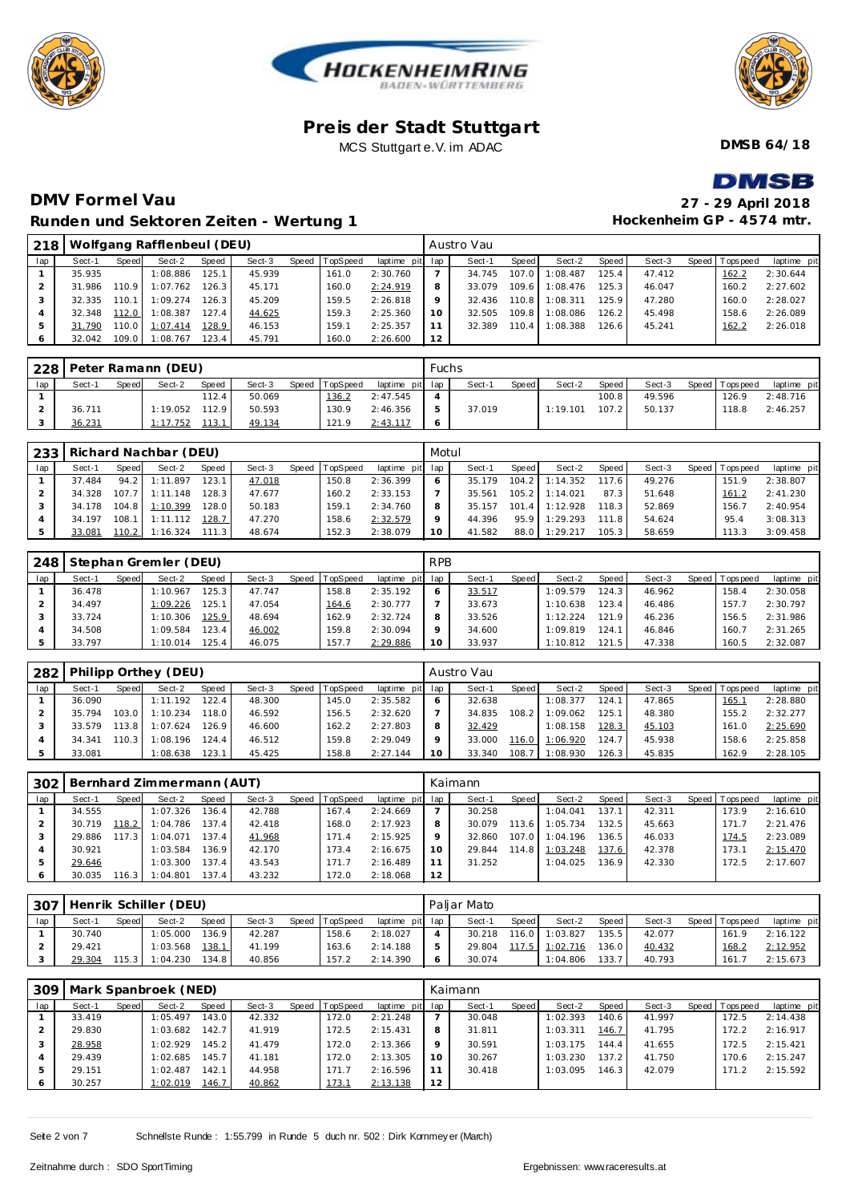# Preis der Stadt Stuttgart

MCS Stuttgart e.V. im ADAC

**DMSB 64/18**

## DMV Formel Vau

**27 - 29 April 2018**

## Runden und Sektoren Zeiten - Wertung 1

**Hockenheim GP - 4574 mtr.**

| 218 | Wolfgang Rafflenbeul (DEU) | | | | | | | | Austro Vau | | | | | | | | |
|---|---|---|---|---|---|---|---|---|---|---|---|---|---|---|---|---|---|
| lap | Sect-1 | Speed | Sect-2 | Speed | Sect-3 | Speed | TopSpeed | laptime pit | lap | Sect-1 | Speed | Sect-2 | Speed | Sect-3 | Speed | Topspeed | laptime pit |
| 1 | 35.935 | | 1:08.886 | 125.1 | 45.939 | | 161.0 | 2:30.760 | 7 | 34.745 | 107.0 | 1:08.487 | 125.4 | 47.412 | | 162.2 | 2:30.644 |
| 2 | 31.986 | 110.9 | 1:07.762 | 126.3 | 45.171 | | 160.0 | 2:24.919 | 8 | 33.079 | 109.6 | 1:08.476 | 125.3 | 46.047 | | 160.2 | 2:27.602 |
| 3 | 32.335 | 110.1 | 1:09.274 | 126.3 | 45.209 | | 159.5 | 2:26.818 | 9 | 32.436 | 110.8 | 1:08.311 | 125.9 | 47.280 | | 160.0 | 2:28.027 |
| 4 | 32.348 | 112.0 | 1:08.387 | 127.4 | 44.625 | | 159.3 | 2:25.360 | 10 | 32.505 | 109.8 | 1:08.086 | 126.2 | 45.498 | | 158.6 | 2:26.089 |
| 5 | 31.790 | 110.0 | 1:07.414 | 128.9 | 46.153 | | 159.1 | 2:25.357 | 11 | 32.389 | 110.4 | 1:08.388 | 126.6 | 45.241 | | 162.2 | 2:26.018 |
| 6 | 32.042 | 109.0 | 1:08.767 | 123.4 | 45.791 | | 160.0 | 2:26.600 | 12 | | | | | | | | |

| 228 | Peter Ramann (DEU) | | | | | | | | Fuchs | | | | | | | | |
|---|---|---|---|---|---|---|---|---|---|---|---|---|---|---|---|---|---|
| lap | Sect-1 | Speed | Sect-2 | Speed | Sect-3 | Speed | TopSpeed | laptime pit | lap | Sect-1 | Speed | Sect-2 | Speed | Sect-3 | Speed | Topspeed | laptime pit |
| 1 | | | | 112.4 | 50.069 | | 136.2 | 2:47.545 | 4 | | | | 100.8 | 49.596 | | 126.9 | 2:48.716 |
| 2 | 36.711 | | 1:19.052 | 112.9 | 50.593 | | 130.9 | 2:46.356 | 5 | 37.019 | | 1:19.101 | 107.2 | 50.137 | | 118.8 | 2:46.257 |
| 3 | 36.231 | | 1:17.752 | 113.1 | 49.134 | | 121.9 | 2:43.117 | 6 | | | | | | | | |

| 233 | Richard Nachbar (DEU) | | | | | | | | Motul | | | | | | | | |
|---|---|---|---|---|---|---|---|---|---|---|---|---|---|---|---|---|---|
| lap | Sect-1 | Speed | Sect-2 | Speed | Sect-3 | Speed | TopSpeed | laptime pit | lap | Sect-1 | Speed | Sect-2 | Speed | Sect-3 | Speed | Topspeed | laptime pit |
| 1 | 37.484 | 94.2 | 1:11.897 | 123.1 | 47.018 | | 150.8 | 2:36.399 | 6 | 35.179 | 104.2 | 1:14.352 | 117.6 | 49.276 | | 151.9 | 2:38.807 |
| 2 | 34.328 | 107.7 | 1:11.148 | 128.3 | 47.677 | | 160.2 | 2:33.153 | 7 | 35.561 | 105.2 | 1:14.021 | 87.3 | 51.648 | | 161.2 | 2:41.230 |
| 3 | 34.178 | 104.8 | 1:10.399 | 128.0 | 50.183 | | 159.1 | 2:34.760 | 8 | 35.157 | 101.4 | 1:12.928 | 118.3 | 52.869 | | 156.7 | 2:40.954 |
| 4 | 34.197 | 108.1 | 1:11.112 | 128.7 | 47.270 | | 158.6 | 2:32.579 | 9 | 44.396 | 95.9 | 1:29.293 | 111.8 | 54.624 | | 95.4 | 3:08.313 |
| 5 | 33.081 | 110.2 | 1:16.324 | 111.3 | 48.674 | | 152.3 | 2:38.079 | 10 | 41.582 | 88.0 | 1:29.217 | 105.3 | 58.659 | | 113.3 | 3:09.458 |

| 248 | Stephan Gremler (DEU) | | | | | | | | RPB | | | | | | | | |
|---|---|---|---|---|---|---|---|---|---|---|---|---|---|---|---|---|---|
| lap | Sect-1 | Speed | Sect-2 | Speed | Sect-3 | Speed | TopSpeed | laptime pit | lap | Sect-1 | Speed | Sect-2 | Speed | Sect-3 | Speed | Topspeed | laptime pit |
| 1 | 36.478 | | 1:10.967 | 125.3 | 47.747 | | 158.8 | 2:35.192 | 6 | 33.517 | | 1:09.579 | 124.3 | 46.962 | | 158.4 | 2:30.058 |
| 2 | 34.497 | | 1:09.226 | 125.1 | 47.054 | | 164.6 | 2:30.777 | 7 | 33.673 | | 1:10.638 | 123.4 | 46.486 | | 157.7 | 2:30.797 |
| 3 | 33.724 | | 1:10.306 | 125.9 | 48.694 | | 162.9 | 2:32.724 | 8 | 33.526 | | 1:12.224 | 121.9 | 46.236 | | 156.5 | 2:31.986 |
| 4 | 34.508 | | 1:09.584 | 123.4 | 46.002 | | 159.8 | 2:30.094 | 9 | 34.600 | | 1:09.819 | 124.1 | 46.846 | | 160.7 | 2:31.265 |
| 5 | 33.797 | | 1:10.014 | 125.4 | 46.075 | | 157.7 | 2:29.886 | 10 | 33.937 | | 1:10.812 | 121.5 | 47.338 | | 160.5 | 2:32.087 |

| 282 | Philipp Orthey (DEU) | | | | | | | | Austro Vau | | | | | | | | |
|---|---|---|---|---|---|---|---|---|---|---|---|---|---|---|---|---|---|
| lap | Sect-1 | Speed | Sect-2 | Speed | Sect-3 | Speed | TopSpeed | laptime pit | lap | Sect-1 | Speed | Sect-2 | Speed | Sect-3 | Speed | Topspeed | laptime pit |
| 1 | 36.090 | | 1:11.192 | 122.4 | 48.300 | | 145.0 | 2:35.582 | 6 | 32.638 | | 1:08.377 | 124.1 | 47.865 | | 165.1 | 2:28.880 |
| 2 | 35.794 | 103.0 | 1:10.234 | 118.0 | 46.592 | | 156.5 | 2:32.620 | 7 | 34.835 | 108.2 | 1:09.062 | 125.1 | 48.380 | | 155.2 | 2:32.277 |
| 3 | 33.579 | 113.8 | 1:07.624 | 126.9 | 46.600 | | 162.2 | 2:27.803 | 8 | 32.429 | | 1:08.158 | 128.3 | 45.103 | | 161.0 | 2:25.690 |
| 4 | 34.341 | 110.3 | 1:08.196 | 124.4 | 46.512 | | 159.8 | 2:29.049 | 9 | 33.000 | 116.0 | 1:06.920 | 124.7 | 45.938 | | 158.6 | 2:25.858 |
| 5 | 33.081 | | 1:08.638 | 123.1 | 45.425 | | 158.8 | 2:27.144 | 10 | 33.340 | 108.7 | 1:08.930 | 126.3 | 45.835 | | 162.9 | 2:28.105 |

| 302 | Bernhard Zimmermann (AUT) | | | | | | | | Kaimann | | | | | | | | |
|---|---|---|---|---|---|---|---|---|---|---|---|---|---|---|---|---|---|
| lap | Sect-1 | Speed | Sect-2 | Speed | Sect-3 | Speed | TopSpeed | laptime pit | lap | Sect-1 | Speed | Sect-2 | Speed | Sect-3 | Speed | Topspeed | laptime pit |
| 1 | 34.555 | | 1:07.326 | 136.4 | 42.788 | | 167.4 | 2:24.669 | 7 | 30.258 | | 1:04.041 | 137.1 | 42.311 | | 173.9 | 2:16.610 |
| 2 | 30.719 | 118.2 | 1:04.786 | 137.4 | 42.418 | | 168.0 | 2:17.923 | 8 | 30.079 | 113.6 | 1:05.734 | 132.5 | 45.663 | | 171.7 | 2:21.476 |
| 3 | 29.886 | 117.3 | 1:04.071 | 137.4 | 41.968 | | 171.4 | 2:15.925 | 9 | 32.860 | 107.0 | 1:04.196 | 136.5 | 46.033 | | 174.5 | 2:23.089 |
| 4 | 30.921 | | 1:03.584 | 136.9 | 42.170 | | 173.4 | 2:16.675 | 10 | 29.844 | 114.8 | 1:03.248 | 137.6 | 42.378 | | 173.1 | 2:15.470 |
| 5 | 29.646 | | 1:03.300 | 137.4 | 43.543 | | 171.7 | 2:16.489 | 11 | 31.252 | | 1:04.025 | 136.9 | 42.330 | | 172.5 | 2:17.607 |
| 6 | 30.035 | 116.3 | 1:04.801 | 137.4 | 43.232 | | 172.0 | 2:18.068 | 12 | | | | | | | | |

| 307 | Henrik Schiller (DEU) | | | | | | | | Paljar Mato | | | | | | | | |
|---|---|---|---|---|---|---|---|---|---|---|---|---|---|---|---|---|---|
| lap | Sect-1 | Speed | Sect-2 | Speed | Sect-3 | Speed | TopSpeed | laptime pit | lap | Sect-1 | Speed | Sect-2 | Speed | Sect-3 | Speed | Topspeed | laptime pit |
| 1 | 30.740 | | 1:05.000 | 136.9 | 42.287 | | 158.6 | 2:18.027 | 4 | 30.218 | 116.0 | 1:03.827 | 135.5 | 42.077 | | 161.9 | 2:16.122 |
| 2 | 29.421 | | 1:03.568 | 138.1 | 41.199 | | 163.6 | 2:14.188 | 5 | 29.804 | 117.5 | 1:02.716 | 136.0 | 40.432 | | 168.2 | 2:12.952 |
| 3 | 29.304 | 115.3 | 1:04.230 | 134.8 | 40.856 | | 157.2 | 2:14.390 | 6 | 30.074 | | 1:04.806 | 133.7 | 40.793 | | 161.7 | 2:15.673 |

| 309 | Mark Spanbroek (NED) | | | | | | | | Kaimann | | | | | | | | |
|---|---|---|---|---|---|---|---|---|---|---|---|---|---|---|---|---|---|
| lap | Sect-1 | Speed | Sect-2 | Speed | Sect-3 | Speed | TopSpeed | laptime pit | lap | Sect-1 | Speed | Sect-2 | Speed | Sect-3 | Speed | Topspeed | laptime pit |
| 1 | 33.419 | | 1:05.497 | 143.0 | 42.332 | | 172.0 | 2:21.248 | 7 | 30.048 | | 1:02.393 | 140.6 | 41.997 | | 172.5 | 2:14.438 |
| 2 | 29.830 | | 1:03.682 | 142.7 | 41.919 | | 172.5 | 2:15.431 | 8 | 31.811 | | 1:03.311 | 146.7 | 41.795 | | 172.2 | 2:16.917 |
| 3 | 28.958 | | 1:02.929 | 145.2 | 41.479 | | 172.0 | 2:13.366 | 9 | 30.591 | | 1:03.175 | 144.4 | 41.655 | | 172.5 | 2:15.421 |
| 4 | 29.439 | | 1:02.685 | 145.7 | 41.181 | | 172.0 | 2:13.305 | 10 | 30.267 | | 1:03.230 | 137.2 | 41.750 | | 170.6 | 2:15.247 |
| 5 | 29.151 | | 1:02.487 | 142.1 | 44.958 | | 171.7 | 2:16.596 | 11 | 30.418 | | 1:03.095 | 146.3 | 42.079 | | 171.2 | 2:15.592 |
| 6 | 30.257 | | 1:02.019 | 146.7 | 40.862 | | 173.1 | 2:13.138 | 12 | | | | | | | | |

Schnellste Runde : 1:55.799 in Runde 5 duch nr. 502 : Dirk Kornmeyer (March)

Zeitnahme durch : SDO SportTiming

Ergebnissen: www.raceresults.at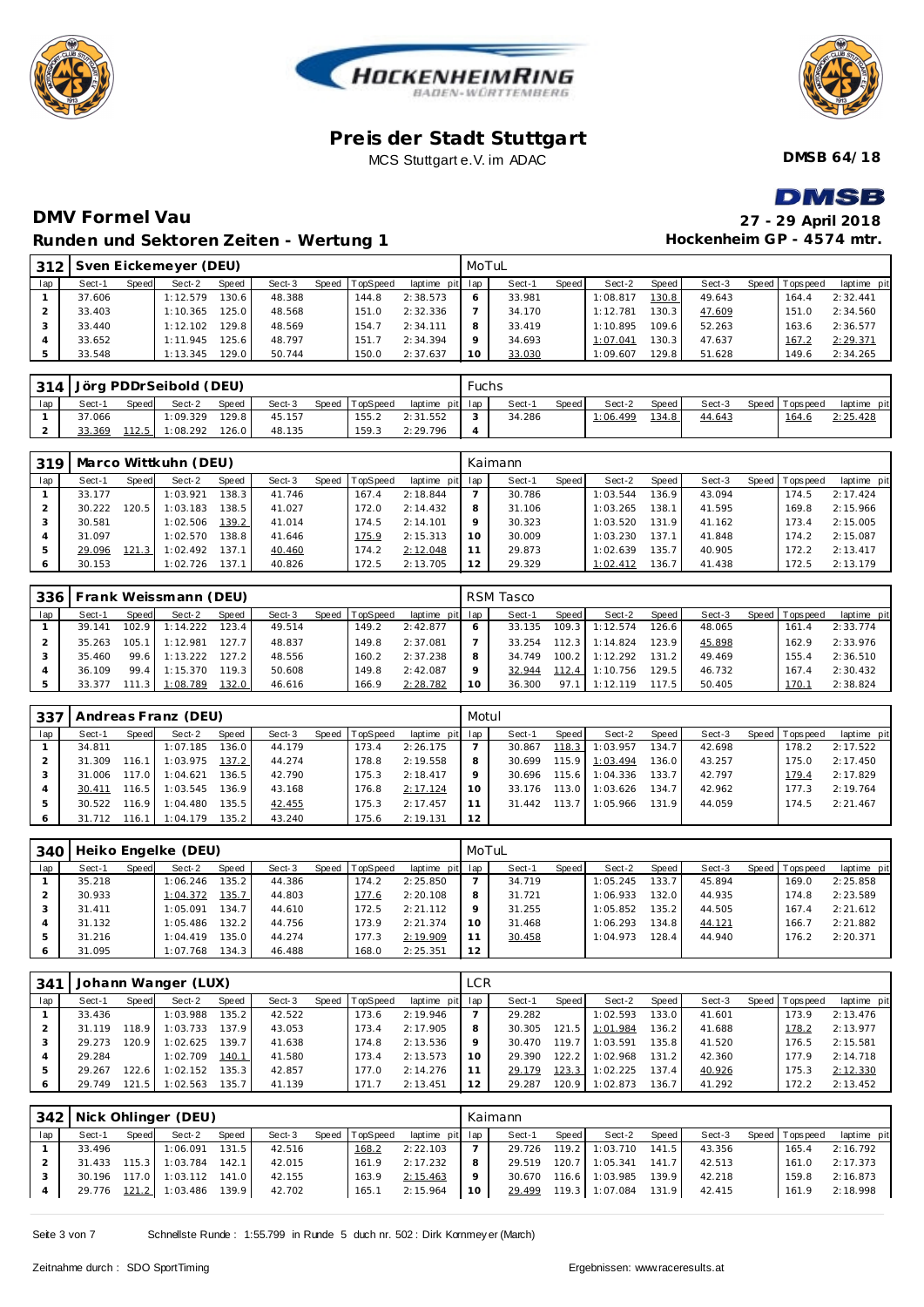# Preis der Stadt Stuttgart

MCS Stuttgart e.V. im ADAC

**DMSB 64/18**

## DMV Formel Vau

**27 - 29 April 2018**

### Runden und Sektoren Zeiten - Wertung 1

**Hockenheim GP - 4574 mtr.**

| 312 | Sven Eickemeyer (DEU) | | | | | | | | MoTuL | | | | | | | | |
|---|---|---|---|---|---|---|---|---|---|---|---|---|---|---|---|---|---|
| lap | Sect-1 | Speed | Sect-2 | Speed | Sect-3 | Speed | TopSpeed | laptime pit | lap | Sect-1 | Speed | Sect-2 | Speed | Sect-3 | Speed | Topspeed | laptime pit |
| 1 | 37.606 | | 1:12.579 | 130.6 | 48.388 | | 144.8 | 2:38.573 | 6 | 33.981 | | 1:08.817 | 130.8 | 49.643 | | 164.4 | 2:32.441 |
| 2 | 33.403 | | 1:10.365 | 125.0 | 48.568 | | 151.0 | 2:32.336 | 7 | 34.170 | | 1:12.781 | 130.3 | 47.609 | | 151.0 | 2:34.560 |
| 3 | 33.440 | | 1:12.102 | 129.8 | 48.569 | | 154.7 | 2:34.111 | 8 | 33.419 | | 1:10.895 | 109.6 | 52.263 | | 163.6 | 2:36.577 |
| 4 | 33.652 | | 1:11.945 | 125.6 | 48.797 | | 151.7 | 2:34.394 | 9 | 34.693 | | 1:07.041 | 130.3 | 47.637 | | 167.2 | 2:29.371 |
| 5 | 33.548 | | 1:13.345 | 129.0 | 50.744 | | 150.0 | 2:37.637 | 10 | 33.030 | | 1:09.607 | 129.8 | 51.628 | | 149.6 | 2:34.265 |

| 314 | Jörg PDDrSeibold (DEU) | | | | | | | | Fuchs | | | | | | | | |
|---|---|---|---|---|---|---|---|---|---|---|---|---|---|---|---|---|---|
| lap | Sect-1 | Speed | Sect-2 | Speed | Sect-3 | Speed | TopSpeed | laptime pit | lap | Sect-1 | Speed | Sect-2 | Speed | Sect-3 | Speed | Topspeed | laptime pit |
| 1 | 37.066 | | 1:09.329 | 129.8 | 45.157 | | 155.2 | 2:31.552 | 3 | 34.286 | | 1:06.499 | 134.8 | 44.643 | | 164.6 | 2:25.428 |
| 2 | 33.369 | 112.5 | 1:08.292 | 126.0 | 48.135 | | 159.3 | 2:29.796 | 4 | | | | | | | | |

| 319 | Marco Wittkuhn (DEU) | | | | | | | | Kaimann | | | | | | | | |
|---|---|---|---|---|---|---|---|---|---|---|---|---|---|---|---|---|---|
| lap | Sect-1 | Speed | Sect-2 | Speed | Sect-3 | Speed | TopSpeed | laptime pit | lap | Sect-1 | Speed | Sect-2 | Speed | Sect-3 | Speed | Topspeed | laptime pit |
| 1 | 33.177 | | 1:03.921 | 138.3 | 41.746 | | 167.4 | 2:18.844 | 7 | 30.786 | | 1:03.544 | 136.9 | 43.094 | | 174.5 | 2:17.424 |
| 2 | 30.222 | 120.5 | 1:03.183 | 138.5 | 41.027 | | 172.0 | 2:14.432 | 8 | 31.106 | | 1:03.265 | 138.1 | 41.595 | | 169.8 | 2:15.966 |
| 3 | 30.581 | | 1:02.506 | 139.2 | 41.014 | | 174.5 | 2:14.101 | 9 | 30.323 | | 1:03.520 | 131.9 | 41.162 | | 173.4 | 2:15.005 |
| 4 | 31.097 | | 1:02.570 | 138.8 | 41.646 | | 175.9 | 2:15.313 | 10 | 30.009 | | 1:03.230 | 137.1 | 41.848 | | 174.2 | 2:15.087 |
| 5 | 29.096 | 121.3 | 1:02.492 | 137.1 | 40.460 | | 174.2 | 2:12.048 | 11 | 29.873 | | 1:02.639 | 135.7 | 40.905 | | 172.2 | 2:13.417 |
| 6 | 30.153 | | 1:02.726 | 137.1 | 40.826 | | 172.5 | 2:13.705 | 12 | 29.329 | | 1:02.412 | 136.7 | 41.438 | | 172.5 | 2:13.179 |

| 336 | Frank Weissmann (DEU) | | | | | | | | RSM Tasco | | | | | | | | |
|---|---|---|---|---|---|---|---|---|---|---|---|---|---|---|---|---|---|
| lap | Sect-1 | Speed | Sect-2 | Speed | Sect-3 | Speed | TopSpeed | laptime pit | lap | Sect-1 | Speed | Sect-2 | Speed | Sect-3 | Speed | Topspeed | laptime pit |
| 1 | 39.141 | 102.9 | 1:14.222 | 123.4 | 49.514 | | 149.2 | 2:42.877 | 6 | 33.135 | 109.3 | 1:12.574 | 126.6 | 48.065 | | 161.4 | 2:33.774 |
| 2 | 35.263 | 105.1 | 1:12.981 | 127.7 | 48.837 | | 149.8 | 2:37.081 | 7 | 33.254 | 112.3 | 1:14.824 | 123.9 | 45.898 | | 162.9 | 2:33.976 |
| 3 | 35.460 | 99.6 | 1:13.222 | 127.2 | 48.556 | | 160.2 | 2:37.238 | 8 | 34.749 | 100.2 | 1:12.292 | 131.2 | 49.469 | | 155.4 | 2:36.510 |
| 4 | 36.109 | 99.4 | 1:15.370 | 119.3 | 50.608 | | 149.8 | 2:42.087 | 9 | 32.944 | 112.4 | 1:10.756 | 129.5 | 46.732 | | 167.4 | 2:30.432 |
| 5 | 33.377 | 111.3 | 1:08.789 | 132.0 | 46.616 | | 166.9 | 2:28.782 | 10 | 36.300 | 97.1 | 1:12.119 | 117.5 | 50.405 | | 170.1 | 2:38.824 |

| 337 | Andreas Franz (DEU) | | | | | | | | Motul | | | | | | | | |
|---|---|---|---|---|---|---|---|---|---|---|---|---|---|---|---|---|---|
| lap | Sect-1 | Speed | Sect-2 | Speed | Sect-3 | Speed | TopSpeed | laptime pit | lap | Sect-1 | Speed | Sect-2 | Speed | Sect-3 | Speed | Topspeed | laptime pit |
| 1 | 34.811 | | 1:07.185 | 136.0 | 44.179 | | 173.4 | 2:26.175 | 7 | 30.867 | 118.3 | 1:03.957 | 134.7 | 42.698 | | 178.2 | 2:17.522 |
| 2 | 31.309 | 116.1 | 1:03.975 | 137.2 | 44.274 | | 178.8 | 2:19.558 | 8 | 30.699 | 115.9 | 1:03.494 | 136.0 | 43.257 | | 175.0 | 2:17.450 |
| 3 | 31.006 | 117.0 | 1:04.621 | 136.5 | 42.790 | | 175.3 | 2:18.417 | 9 | 30.696 | 115.6 | 1:04.336 | 133.7 | 42.797 | | 179.4 | 2:17.829 |
| 4 | 30.411 | 116.5 | 1:03.545 | 136.9 | 43.168 | | 176.8 | 2:17.124 | 10 | 33.176 | 113.0 | 1:03.626 | 134.7 | 42.962 | | 177.3 | 2:19.764 |
| 5 | 30.522 | 116.9 | 1:04.480 | 135.5 | 42.455 | | 175.3 | 2:17.457 | 11 | 31.442 | 113.7 | 1:05.966 | 131.9 | 44.059 | | 174.5 | 2:21.467 |
| 6 | 31.712 | 116.1 | 1:04.179 | 135.2 | 43.240 | | 175.6 | 2:19.131 | 12 | | | | | | | | |

| 340 | Heiko Engelke (DEU) | | | | | | | | MoTuL | | | | | | | | |
|---|---|---|---|---|---|---|---|---|---|---|---|---|---|---|---|---|---|
| lap | Sect-1 | Speed | Sect-2 | Speed | Sect-3 | Speed | TopSpeed | laptime pit | lap | Sect-1 | Speed | Sect-2 | Speed | Sect-3 | Speed | Topspeed | laptime pit |
| 1 | 35.218 | | 1:06.246 | 135.2 | 44.386 | | 174.2 | 2:25.850 | 7 | 34.719 | | 1:05.245 | 133.7 | 45.894 | | 169.0 | 2:25.858 |
| 2 | 30.933 | | 1:04.372 | 135.7 | 44.803 | | 177.6 | 2:20.108 | 8 | 31.721 | | 1:06.933 | 132.0 | 44.935 | | 174.8 | 2:23.589 |
| 3 | 31.411 | | 1:05.091 | 134.7 | 44.610 | | 172.5 | 2:21.112 | 9 | 31.255 | | 1:05.852 | 135.2 | 44.505 | | 167.4 | 2:21.612 |
| 4 | 31.132 | | 1:05.486 | 132.2 | 44.756 | | 173.9 | 2:21.374 | 10 | 31.468 | | 1:06.293 | 134.8 | 44.121 | | 166.7 | 2:21.882 |
| 5 | 31.216 | | 1:04.419 | 135.0 | 44.274 | | 177.3 | 2:19.909 | 11 | 30.458 | | 1:04.973 | 128.4 | 44.940 | | 176.2 | 2:20.371 |
| 6 | 31.095 | | 1:07.768 | 134.3 | 46.488 | | 168.0 | 2:25.351 | 12 | | | | | | | | |

| 341 | Johann Wanger (LUX) | | | | | | | | LCR | | | | | | | | |
|---|---|---|---|---|---|---|---|---|---|---|---|---|---|---|---|---|---|
| lap | Sect-1 | Speed | Sect-2 | Speed | Sect-3 | Speed | TopSpeed | laptime pit | lap | Sect-1 | Speed | Sect-2 | Speed | Sect-3 | Speed | Topspeed | laptime pit |
| 1 | 33.436 | | 1:03.988 | 135.2 | 42.522 | | 173.6 | 2:19.946 | 7 | 29.282 | | 1:02.593 | 133.0 | 41.601 | | 173.9 | 2:13.476 |
| 2 | 31.119 | 118.9 | 1:03.733 | 137.9 | 43.053 | | 173.4 | 2:17.905 | 8 | 30.305 | 121.5 | 1:01.984 | 136.2 | 41.688 | | 178.2 | 2:13.977 |
| 3 | 29.273 | 120.9 | 1:02.625 | 139.7 | 41.638 | | 174.8 | 2:13.536 | 9 | 30.470 | 119.7 | 1:03.591 | 135.8 | 41.520 | | 176.5 | 2:15.581 |
| 4 | 29.284 | | 1:02.709 | 140.1 | 41.580 | | 173.4 | 2:13.573 | 10 | 29.390 | 122.2 | 1:02.968 | 131.2 | 42.360 | | 177.9 | 2:14.718 |
| 5 | 29.267 | 122.6 | 1:02.152 | 135.3 | 42.857 | | 177.0 | 2:14.276 | 11 | 29.179 | 123.3 | 1:02.225 | 137.4 | 40.926 | | 175.3 | 2:12.330 |
| 6 | 29.749 | 121.5 | 1:02.563 | 135.7 | 41.139 | | 171.7 | 2:13.451 | 12 | 29.287 | 120.9 | 1:02.873 | 136.7 | 41.292 | | 172.2 | 2:13.452 |

| 342 | Nick Ohlinger (DEU) | | | | | | | | Kaimann | | | | | | | | |
|---|---|---|---|---|---|---|---|---|---|---|---|---|---|---|---|---|---|
| lap | Sect-1 | Speed | Sect-2 | Speed | Sect-3 | Speed | TopSpeed | laptime pit | lap | Sect-1 | Speed | Sect-2 | Speed | Sect-3 | Speed | Topspeed | laptime pit |
| 1 | 33.496 | | 1:06.091 | 131.5 | 42.516 | | 168.2 | 2:22.103 | 7 | 29.726 | 119.2 | 1:03.710 | 141.5 | 43.356 | | 165.4 | 2:16.792 |
| 2 | 31.433 | 115.3 | 1:03.784 | 142.1 | 42.015 | | 161.9 | 2:17.232 | 8 | 29.519 | 120.7 | 1:05.341 | 141.7 | 42.513 | | 161.0 | 2:17.373 |
| 3 | 30.196 | 117.0 | 1:03.112 | 141.0 | 42.155 | | 163.9 | 2:15.463 | 9 | 30.670 | 116.6 | 1:03.985 | 139.9 | 42.218 | | 159.8 | 2:16.873 |
| 4 | 29.776 | 121.2 | 1:03.486 | 139.9 | 42.702 | | 165.1 | 2:15.964 | 10 | 29.499 | 119.3 | 1:07.084 | 131.9 | 42.415 | | 161.9 | 2:18.998 |

Schnellste Runde : 1:55.799 in Runde 5 duch nr. 502 : Dirk Kornmeyer (March)

Zeitnahme durch : SDO SportTiming

Ergebnissen: www.raceresults.at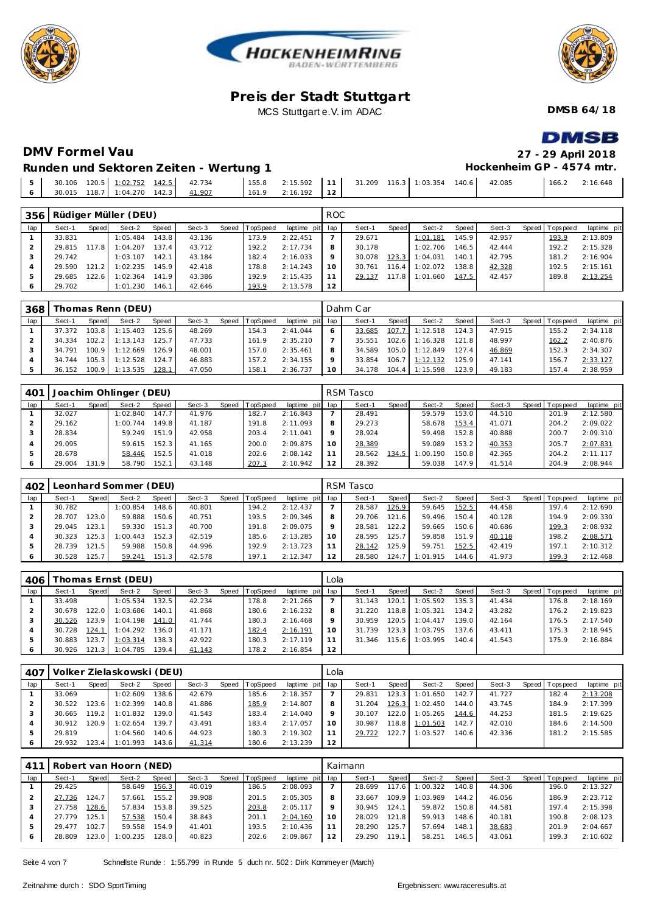# Preis der Stadt Stuttgart

MCS Stuttgart e.V. im ADAC

**DMSB 64/18**

## DMV Formel Vau

**27 - 29 April 2018**

### Runden und Sektoren Zeiten - Wertung 1

**Hockenheim GP - 4574 mtr.**

| lap | Sect-1 | Speed | Sect-2 | Speed | Sect-3 | Speed | TopSpeed | laptime pit | lap | Sect-1 | Speed | Sect-2 | Speed | Sect-3 | Speed | Topspeed | laptime pit |
|---|---|---|---|---|---|---|---|---|---|---|---|---|---|---|---|---|---|
| 5 | 30.106 | 120.5 | 1:02.752 | 142.5 | 42.734 | | 155.8 | 2:15.592 | 11 | 31.209 | 116.3 | 1:03.354 | 140.6 | 42.085 | | 166.2 | 2:16.648 |
| 6 | 30.015 | 118.7 | 1:04.270 | 142.3 | 41.907 | | 161.9 | 2:16.192 | 12 | | | | | | | | |

**356 Rüdiger Müller (DEU)** — ROC

| lap | Sect-1 | Speed | Sect-2 | Speed | Sect-3 | Speed | TopSpeed | laptime pit | lap | Sect-1 | Speed | Sect-2 | Speed | Sect-3 | Speed | Topspeed | laptime pit |
|---|---|---|---|---|---|---|---|---|---|---|---|---|---|---|---|---|---|
| 1 | 33.831 | | 1:05.484 | 143.8 | 43.136 | | 173.9 | 2:22.451 | 7 | 29.671 | | 1:01.181 | 145.9 | 42.957 | | 193.9 | 2:13.809 |
| 2 | 29.815 | 117.8 | 1:04.207 | 137.4 | 43.712 | | 192.2 | 2:17.734 | 8 | 30.178 | | 1:02.706 | 146.5 | 42.444 | | 192.2 | 2:15.328 |
| 3 | 29.742 | | 1:03.107 | 142.1 | 43.184 | | 182.4 | 2:16.033 | 9 | 30.078 | 123.3 | 1:04.031 | 140.1 | 42.795 | | 181.2 | 2:16.904 |
| 4 | 29.590 | 121.2 | 1:02.235 | 145.9 | 42.418 | | 178.8 | 2:14.243 | 10 | 30.761 | 116.4 | 1:02.072 | 138.8 | 42.328 | | 192.5 | 2:15.161 |
| 5 | 29.685 | 122.6 | 1:02.364 | 141.9 | 43.386 | | 192.9 | 2:15.435 | 11 | 29.137 | 117.8 | 1:01.660 | 147.5 | 42.457 | | 189.8 | 2:13.254 |
| 6 | 29.702 | | 1:01.230 | 146.1 | 42.646 | | 193.9 | 2:13.578 | 12 | | | | | | | | |

**368 Thomas Renn (DEU)** — Dahm Car

| lap | Sect-1 | Speed | Sect-2 | Speed | Sect-3 | Speed | TopSpeed | laptime pit | lap | Sect-1 | Speed | Sect-2 | Speed | Sect-3 | Speed | Topspeed | laptime pit |
|---|---|---|---|---|---|---|---|---|---|---|---|---|---|---|---|---|---|
| 1 | 37.372 | 103.8 | 1:15.403 | 125.6 | 48.269 | | 154.3 | 2:41.044 | 6 | 33.685 | 107.7 | 1:12.518 | 124.3 | 47.915 | | 155.2 | 2:34.118 |
| 2 | 34.334 | 102.2 | 1:13.143 | 125.7 | 47.733 | | 161.9 | 2:35.210 | 7 | 35.551 | 102.6 | 1:16.328 | 121.8 | 48.997 | | 162.2 | 2:40.876 |
| 3 | 34.791 | 100.9 | 1:12.669 | 126.9 | 48.001 | | 157.0 | 2:35.461 | 8 | 34.589 | 105.0 | 1:12.849 | 127.4 | 46.869 | | 152.3 | 2:34.307 |
| 4 | 34.744 | 105.3 | 1:12.528 | 124.7 | 46.883 | | 157.2 | 2:34.155 | 9 | 33.854 | 106.7 | 1:12.132 | 125.9 | 47.141 | | 156.7 | 2:33.127 |
| 5 | 36.152 | 100.9 | 1:13.535 | 128.1 | 47.050 | | 158.1 | 2:36.737 | 10 | 34.178 | 104.4 | 1:15.598 | 123.9 | 49.183 | | 157.4 | 2:38.959 |

**401 Joachim Ohlinger (DEU)** — RSM Tasco

| lap | Sect-1 | Speed | Sect-2 | Speed | Sect-3 | Speed | TopSpeed | laptime pit | lap | Sect-1 | Speed | Sect-2 | Speed | Sect-3 | Speed | Topspeed | laptime pit |
|---|---|---|---|---|---|---|---|---|---|---|---|---|---|---|---|---|---|
| 1 | 32.027 | | 1:02.840 | 147.7 | 41.976 | | 182.7 | 2:16.843 | 7 | 28.491 | | 59.579 | 153.0 | 44.510 | | 201.9 | 2:12.580 |
| 2 | 29.162 | | 1:00.744 | 149.8 | 41.187 | | 191.8 | 2:11.093 | 8 | 29.273 | | 58.678 | 153.4 | 41.071 | | 204.2 | 2:09.022 |
| 3 | 28.834 | | 59.249 | 151.9 | 42.958 | | 203.4 | 2:11.041 | 9 | 28.924 | | 59.498 | 152.8 | 40.888 | | 200.7 | 2:09.310 |
| 4 | 29.095 | | 59.615 | 152.3 | 41.165 | | 200.0 | 2:09.875 | 10 | 28.389 | | 59.089 | 153.2 | 40.353 | | 205.7 | 2:07.831 |
| 5 | 28.678 | | 58.446 | 152.5 | 41.018 | | 202.6 | 2:08.142 | 11 | 28.562 | 134.5 | 1:00.190 | 150.8 | 42.365 | | 204.2 | 2:11.117 |
| 6 | 29.004 | 131.9 | 58.790 | 152.1 | 43.148 | | 207.3 | 2:10.942 | 12 | 28.392 | | 59.038 | 147.9 | 41.514 | | 204.9 | 2:08.944 |

**402 Leonhard Sommer (DEU)** — RSM Tasco

| lap | Sect-1 | Speed | Sect-2 | Speed | Sect-3 | Speed | TopSpeed | laptime pit | lap | Sect-1 | Speed | Sect-2 | Speed | Sect-3 | Speed | Topspeed | laptime pit |
|---|---|---|---|---|---|---|---|---|---|---|---|---|---|---|---|---|---|
| 1 | 30.782 | | 1:00.854 | 148.6 | 40.801 | | 194.2 | 2:12.437 | 7 | 28.587 | 126.9 | 59.645 | 152.5 | 44.458 | | 197.4 | 2:12.690 |
| 2 | 28.707 | 123.0 | 59.888 | 150.6 | 40.751 | | 193.5 | 2:09.346 | 8 | 29.706 | 121.6 | 59.496 | 150.4 | 40.128 | | 194.9 | 2:09.330 |
| 3 | 29.045 | 123.1 | 59.330 | 151.3 | 40.700 | | 191.8 | 2:09.075 | 9 | 28.581 | 122.2 | 59.665 | 150.6 | 40.686 | | 199.3 | 2:08.932 |
| 4 | 30.323 | 125.3 | 1:00.443 | 152.3 | 42.519 | | 185.6 | 2:13.285 | 10 | 28.595 | 125.7 | 59.858 | 151.9 | 40.118 | | 198.2 | 2:08.571 |
| 5 | 28.739 | 121.5 | 59.988 | 150.8 | 44.996 | | 192.9 | 2:13.723 | 11 | 28.142 | 125.9 | 59.751 | 152.5 | 42.419 | | 197.1 | 2:10.312 |
| 6 | 30.528 | 125.7 | 59.241 | 151.3 | 42.578 | | 197.1 | 2:12.347 | 12 | 28.580 | 124.7 | 1:01.915 | 144.6 | 41.973 | | 199.3 | 2:12.468 |

**406 Thomas Ernst (DEU)** — Lola

| lap | Sect-1 | Speed | Sect-2 | Speed | Sect-3 | Speed | TopSpeed | laptime pit | lap | Sect-1 | Speed | Sect-2 | Speed | Sect-3 | Speed | Topspeed | laptime pit |
|---|---|---|---|---|---|---|---|---|---|---|---|---|---|---|---|---|---|
| 1 | 33.498 | | 1:05.534 | 132.5 | 42.234 | | 178.8 | 2:21.266 | 7 | 31.143 | 120.1 | 1:05.592 | 135.3 | 41.434 | | 176.8 | 2:18.169 |
| 2 | 30.678 | 122.0 | 1:03.686 | 140.1 | 41.868 | | 180.6 | 2:16.232 | 8 | 31.220 | 118.8 | 1:05.321 | 134.2 | 43.282 | | 176.2 | 2:19.823 |
| 3 | 30.526 | 123.9 | 1:04.198 | 141.0 | 41.744 | | 180.3 | 2:16.468 | 9 | 30.959 | 120.5 | 1:04.417 | 139.0 | 42.164 | | 176.5 | 2:17.540 |
| 4 | 30.728 | 124.1 | 1:04.292 | 136.0 | 41.171 | | 182.4 | 2:16.191 | 10 | 31.739 | 123.3 | 1:03.795 | 137.6 | 43.411 | | 175.3 | 2:18.945 |
| 5 | 30.883 | 123.7 | 1:03.314 | 138.3 | 42.922 | | 180.3 | 2:17.119 | 11 | 31.346 | 115.6 | 1:03.995 | 140.4 | 41.543 | | 175.9 | 2:16.884 |
| 6 | 30.926 | 121.3 | 1:04.785 | 139.4 | 41.143 | | 178.2 | 2:16.854 | 12 | | | | | | | | |

**407 Volker Zielaskowski (DEU)** — Lola

| lap | Sect-1 | Speed | Sect-2 | Speed | Sect-3 | Speed | TopSpeed | laptime pit | lap | Sect-1 | Speed | Sect-2 | Speed | Sect-3 | Speed | Topspeed | laptime pit |
|---|---|---|---|---|---|---|---|---|---|---|---|---|---|---|---|---|---|
| 1 | 33.069 | | 1:02.609 | 138.6 | 42.679 | | 185.6 | 2:18.357 | 7 | 29.831 | 123.3 | 1:01.650 | 142.7 | 41.727 | | 182.4 | 2:13.208 |
| 2 | 30.522 | 123.6 | 1:02.399 | 140.8 | 41.886 | | 185.9 | 2:14.807 | 8 | 31.204 | 126.3 | 1:02.450 | 144.0 | 43.745 | | 184.9 | 2:17.399 |
| 3 | 30.665 | 119.2 | 1:01.832 | 139.0 | 41.543 | | 183.4 | 2:14.040 | 9 | 30.107 | 122.0 | 1:05.265 | 144.6 | 44.253 | | 181.5 | 2:19.625 |
| 4 | 30.912 | 120.9 | 1:02.654 | 139.7 | 43.491 | | 183.4 | 2:17.057 | 10 | 30.987 | 118.8 | 1:01.503 | 142.7 | 42.010 | | 184.6 | 2:14.500 |
| 5 | 29.819 | | 1:04.560 | 140.6 | 44.923 | | 180.3 | 2:19.302 | 11 | 29.722 | 122.7 | 1:03.527 | 140.6 | 42.336 | | 181.2 | 2:15.585 |
| 6 | 29.932 | 123.4 | 1:01.993 | 143.6 | 41.314 | | 180.6 | 2:13.239 | 12 | | | | | | | | |

**411 Robert van Hoorn (NED)** — Kaimann

| lap | Sect-1 | Speed | Sect-2 | Speed | Sect-3 | Speed | TopSpeed | laptime pit | lap | Sect-1 | Speed | Sect-2 | Speed | Sect-3 | Speed | Topspeed | laptime pit |
|---|---|---|---|---|---|---|---|---|---|---|---|---|---|---|---|---|---|
| 1 | 29.425 | | 58.649 | 156.3 | 40.019 | | 186.5 | 2:08.093 | 7 | 28.699 | 117.6 | 1:00.322 | 140.8 | 44.306 | | 196.0 | 2:13.327 |
| 2 | 27.736 | 124.7 | 57.661 | 155.2 | 39.908 | | 201.5 | 2:05.305 | 8 | 33.667 | 109.9 | 1:03.989 | 144.2 | 46.056 | | 186.9 | 2:23.712 |
| 3 | 27.758 | 128.6 | 57.834 | 153.8 | 39.525 | | 203.8 | 2:05.117 | 9 | 30.945 | 124.1 | 59.872 | 150.8 | 44.581 | | 197.4 | 2:15.398 |
| 4 | 27.779 | 125.1 | 57.538 | 150.4 | 38.843 | | 201.1 | 2:04.160 | 10 | 28.029 | 121.8 | 59.913 | 148.6 | 40.181 | | 190.8 | 2:08.123 |
| 5 | 29.477 | 102.7 | 59.558 | 154.9 | 41.401 | | 193.5 | 2:10.436 | 11 | 28.290 | 125.7 | 57.694 | 148.1 | 38.683 | | 201.9 | 2:04.667 |
| 6 | 28.809 | 123.0 | 1:00.235 | 128.0 | 40.823 | | 202.6 | 2:09.867 | 12 | 29.290 | 119.1 | 58.251 | 146.5 | 43.061 | | 199.3 | 2:10.602 |

Schnellste Runde : 1:55.799 in Runde 5 duch nr. 502 : Dirk Kornmeyer (March)

Zeitnahme durch : SDO SportTiming

Ergebnissen: www.raceresults.at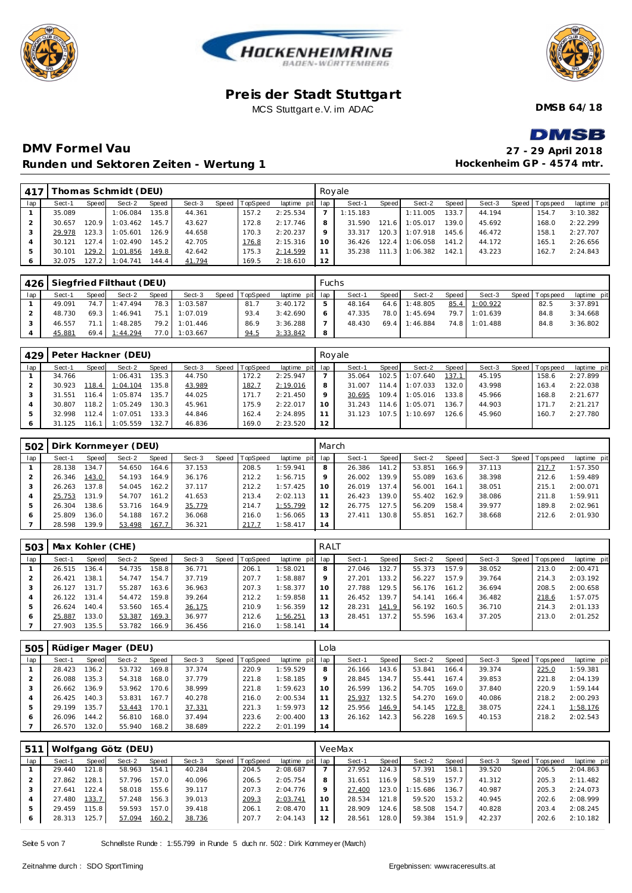# Preis der Stadt Stuttgart

MCS Stuttgart e.V. im ADAC

**DMSB 64/18**

## DMV Formel Vau

## Runden und Sektoren Zeiten - Wertung 1

**27 - 29 April 2018**
**Hockenheim GP - 4574 mtr.**

| 417 | Thomas Schmidt (DEU) | | | | | | | | Royale | | | | | | | | |
|---|---|---|---|---|---|---|---|---|---|---|---|---|---|---|---|---|---|
| lap | Sect-1 | Speed | Sect-2 | Speed | Sect-3 | Speed | TopSpeed | laptime pit | lap | Sect-1 | Speed | Sect-2 | Speed | Sect-3 | Speed | Topspeed | laptime pit |
| 1 | 35.089 | | 1:06.084 | 135.8 | 44.361 | | 157.2 | 2:25.534 | 7 | 1:15.183 | | 1:11.005 | 133.7 | 44.194 | | 154.7 | 3:10.382 |
| 2 | 30.657 | 120.9 | 1:03.462 | 145.7 | 43.627 | | 172.8 | 2:17.746 | 8 | 31.590 | 121.6 | 1:05.017 | 139.0 | 45.692 | | 168.0 | 2:22.299 |
| 3 | 29.978 | 123.3 | 1:05.601 | 126.9 | 44.658 | | 170.3 | 2:20.237 | 9 | 33.317 | 120.3 | 1:07.918 | 145.6 | 46.472 | | 158.1 | 2:27.707 |
| 4 | 30.121 | 127.4 | 1:02.490 | 145.2 | 42.705 | | 176.8 | 2:15.316 | 10 | 36.426 | 122.4 | 1:06.058 | 141.2 | 44.172 | | 165.1 | 2:26.656 |
| 5 | 30.101 | 129.2 | 1:01.856 | 149.8 | 42.642 | | 175.3 | 2:14.599 | 11 | 35.238 | 111.3 | 1:06.382 | 142.1 | 43.223 | | 162.7 | 2:24.843 |
| 6 | 32.075 | 127.2 | 1:04.741 | 144.4 | 41.794 | | 169.5 | 2:18.610 | 12 | | | | | | | | |

| 426 | Siegfried Filthaut (DEU) | | | | | | | | Fuchs | | | | | | | | |
|---|---|---|---|---|---|---|---|---|---|---|---|---|---|---|---|---|---|
| lap | Sect-1 | Speed | Sect-2 | Speed | Sect-3 | Speed | TopSpeed | laptime pit | lap | Sect-1 | Speed | Sect-2 | Speed | Sect-3 | Speed | Topspeed | laptime pit |
| 1 | 49.091 | 74.7 | 1:47.494 | 78.3 | 1:03.587 | | 81.7 | 3:40.172 | 5 | 48.164 | 64.6 | 1:48.805 | 85.4 | 1:00.922 | | 82.5 | 3:37.891 |
| 2 | 48.730 | 69.3 | 1:46.941 | 75.1 | 1:07.019 | | 93.4 | 3:42.690 | 6 | 47.335 | 78.0 | 1:45.694 | 79.7 | 1:01.639 | | 84.8 | 3:34.668 |
| 3 | 46.557 | 71.1 | 1:48.285 | 79.2 | 1:01.446 | | 86.9 | 3:36.288 | 7 | 48.430 | 69.4 | 1:46.884 | 74.8 | 1:01.488 | | 84.8 | 3:36.802 |
| 4 | 45.881 | 69.4 | 1:44.294 | 77.0 | 1:03.667 | | 94.5 | 3:33.842 | 8 | | | | | | | | |

| 429 | Peter Hackner (DEU) | | | | | | | | Royale | | | | | | | | |
|---|---|---|---|---|---|---|---|---|---|---|---|---|---|---|---|---|---|
| lap | Sect-1 | Speed | Sect-2 | Speed | Sect-3 | Speed | TopSpeed | laptime pit | lap | Sect-1 | Speed | Sect-2 | Speed | Sect-3 | Speed | Topspeed | laptime pit |
| 1 | 34.766 | | 1:06.431 | 135.3 | 44.750 | | 172.2 | 2:25.947 | 7 | 35.064 | 102.5 | 1:07.640 | 137.1 | 45.195 | | 158.6 | 2:27.899 |
| 2 | 30.923 | 118.4 | 1:04.104 | 135.8 | 43.989 | | 182.7 | 2:19.016 | 8 | 31.007 | 114.4 | 1:07.033 | 132.0 | 43.998 | | 163.4 | 2:22.038 |
| 3 | 31.551 | 116.4 | 1:05.874 | 135.7 | 44.025 | | 171.7 | 2:21.450 | 9 | 30.695 | 109.4 | 1:05.016 | 133.8 | 45.966 | | 168.8 | 2:21.677 |
| 4 | 30.807 | 118.2 | 1:05.249 | 130.3 | 45.961 | | 175.9 | 2:22.017 | 10 | 31.243 | 114.6 | 1:05.071 | 136.7 | 44.903 | | 171.7 | 2:21.217 |
| 5 | 32.998 | 112.4 | 1:07.051 | 133.3 | 44.846 | | 162.4 | 2:24.895 | 11 | 31.123 | 107.5 | 1:10.697 | 126.6 | 45.960 | | 160.7 | 2:27.780 |
| 6 | 31.125 | 116.1 | 1:05.559 | 132.7 | 46.836 | | 169.0 | 2:23.520 | 12 | | | | | | | | |

| 502 | Dirk Kornmeyer (DEU) | | | | | | | | March | | | | | | | | |
|---|---|---|---|---|---|---|---|---|---|---|---|---|---|---|---|---|---|
| lap | Sect-1 | Speed | Sect-2 | Speed | Sect-3 | Speed | TopSpeed | laptime pit | lap | Sect-1 | Speed | Sect-2 | Speed | Sect-3 | Speed | Topspeed | laptime pit |
| 1 | 28.138 | 134.7 | 54.650 | 164.6 | 37.153 | | 208.5 | 1:59.941 | 8 | 26.386 | 141.2 | 53.851 | 166.9 | 37.113 | | 217.7 | 1:57.350 |
| 2 | 26.346 | 143.0 | 54.193 | 164.9 | 36.176 | | 212.2 | 1:56.715 | 9 | 26.002 | 139.9 | 55.089 | 163.6 | 38.398 | | 212.6 | 1:59.489 |
| 3 | 26.263 | 137.8 | 54.045 | 162.2 | 37.117 | | 212.2 | 1:57.425 | 10 | 26.019 | 137.4 | 56.001 | 164.1 | 38.051 | | 215.1 | 2:00.071 |
| 4 | 25.753 | 131.9 | 54.707 | 161.2 | 41.653 | | 213.4 | 2:02.113 | 11 | 26.423 | 139.0 | 55.402 | 162.9 | 38.086 | | 211.8 | 1:59.911 |
| 5 | 26.304 | 138.6 | 53.716 | 164.9 | 35.779 | | 214.7 | 1:55.799 | 12 | 26.775 | 127.5 | 56.209 | 158.4 | 39.977 | | 189.8 | 2:02.961 |
| 6 | 25.809 | 136.0 | 54.188 | 167.2 | 36.068 | | 216.0 | 1:56.065 | 13 | 27.411 | 130.8 | 55.851 | 162.7 | 38.668 | | 212.6 | 2:01.930 |
| 7 | 28.598 | 139.9 | 53.498 | 167.7 | 36.321 | | 217.7 | 1:58.417 | 14 | | | | | | | | |

| 503 | Max Kohler (CHE) | | | | | | | | RALT | | | | | | | | |
|---|---|---|---|---|---|---|---|---|---|---|---|---|---|---|---|---|---|
| lap | Sect-1 | Speed | Sect-2 | Speed | Sect-3 | Speed | TopSpeed | laptime pit | lap | Sect-1 | Speed | Sect-2 | Speed | Sect-3 | Speed | Topspeed | laptime pit |
| 1 | 26.515 | 136.4 | 54.735 | 158.8 | 36.771 | | 206.1 | 1:58.021 | 8 | 27.046 | 132.7 | 55.373 | 157.9 | 38.052 | | 213.0 | 2:00.471 |
| 2 | 26.421 | 138.1 | 54.747 | 154.7 | 37.719 | | 207.7 | 1:58.887 | 9 | 27.201 | 133.2 | 56.227 | 157.9 | 39.764 | | 214.3 | 2:03.192 |
| 3 | 26.127 | 131.7 | 55.287 | 163.6 | 36.963 | | 207.3 | 1:58.377 | 10 | 27.788 | 129.5 | 56.176 | 161.2 | 36.694 | | 208.5 | 2:00.658 |
| 4 | 26.122 | 131.4 | 54.472 | 159.8 | 39.264 | | 212.2 | 1:59.858 | 11 | 26.452 | 139.7 | 54.141 | 166.4 | 36.482 | | 218.6 | 1:57.075 |
| 5 | 26.624 | 140.4 | 53.560 | 165.4 | 36.175 | | 210.9 | 1:56.359 | 12 | 28.231 | 141.9 | 56.192 | 160.5 | 36.710 | | 214.3 | 2:01.133 |
| 6 | 25.887 | 133.0 | 53.387 | 169.3 | 36.977 | | 212.6 | 1:56.251 | 13 | 28.451 | 137.2 | 55.596 | 163.4 | 37.205 | | 213.0 | 2:01.252 |
| 7 | 27.903 | 135.5 | 53.782 | 166.9 | 36.456 | | 216.0 | 1:58.141 | 14 | | | | | | | | |

| 505 | Rüdiger Mager (DEU) | | | | | | | | Lola | | | | | | | | |
|---|---|---|---|---|---|---|---|---|---|---|---|---|---|---|---|---|---|
| lap | Sect-1 | Speed | Sect-2 | Speed | Sect-3 | Speed | TopSpeed | laptime pit | lap | Sect-1 | Speed | Sect-2 | Speed | Sect-3 | Speed | Topspeed | laptime pit |
| 1 | 28.423 | 136.2 | 53.732 | 169.8 | 37.374 | | 220.9 | 1:59.529 | 8 | 26.166 | 143.6 | 53.841 | 166.4 | 39.374 | | 225.0 | 1:59.381 |
| 2 | 26.088 | 135.3 | 54.318 | 168.0 | 37.779 | | 221.8 | 1:58.185 | 9 | 28.845 | 134.7 | 55.441 | 167.4 | 39.853 | | 221.8 | 2:04.139 |
| 3 | 26.662 | 136.9 | 53.962 | 170.6 | 38.999 | | 221.8 | 1:59.623 | 10 | 26.599 | 136.2 | 54.705 | 169.0 | 37.840 | | 220.9 | 1:59.144 |
| 4 | 26.425 | 140.3 | 53.831 | 167.7 | 40.278 | | 216.0 | 2:00.534 | 11 | 25.937 | 132.5 | 54.270 | 169.0 | 40.086 | | 218.2 | 2:00.293 |
| 5 | 29.199 | 135.7 | 53.443 | 170.1 | 37.331 | | 221.3 | 1:59.973 | 12 | 25.956 | 146.9 | 54.145 | 172.8 | 38.075 | | 224.1 | 1:58.176 |
| 6 | 26.096 | 144.2 | 56.810 | 168.0 | 37.494 | | 223.6 | 2:00.400 | 13 | 26.162 | 142.3 | 56.228 | 169.5 | 40.153 | | 218.2 | 2:02.543 |
| 7 | 26.570 | 132.0 | 55.940 | 168.2 | 38.689 | | 222.2 | 2:01.199 | 14 | | | | | | | | |

| 511 | Wolfgang Götz (DEU) | | | | | | | | VeeMax | | | | | | | | |
|---|---|---|---|---|---|---|---|---|---|---|---|---|---|---|---|---|---|
| lap | Sect-1 | Speed | Sect-2 | Speed | Sect-3 | Speed | TopSpeed | laptime pit | lap | Sect-1 | Speed | Sect-2 | Speed | Sect-3 | Speed | Topspeed | laptime pit |
| 1 | 29.440 | 121.8 | 58.963 | 154.1 | 40.284 | | 204.5 | 2:08.687 | 7 | 27.952 | 124.3 | 57.391 | 158.1 | 39.520 | | 206.5 | 2:04.863 |
| 2 | 27.862 | 128.1 | 57.796 | 157.0 | 40.096 | | 206.5 | 2:05.754 | 8 | 31.651 | 116.9 | 58.519 | 157.7 | 41.312 | | 205.3 | 2:11.482 |
| 3 | 27.641 | 122.4 | 58.018 | 155.6 | 39.117 | | 207.3 | 2:04.776 | 9 | 27.400 | 123.0 | 1:15.686 | 136.7 | 40.987 | | 205.3 | 2:24.073 |
| 4 | 27.480 | 133.7 | 57.248 | 156.3 | 39.013 | | 209.3 | 2:03.741 | 10 | 28.534 | 121.8 | 59.520 | 153.2 | 40.945 | | 202.6 | 2:08.999 |
| 5 | 29.459 | 115.8 | 59.593 | 157.0 | 39.418 | | 206.1 | 2:08.470 | 11 | 28.909 | 124.6 | 58.508 | 154.7 | 40.828 | | 203.4 | 2:08.245 |
| 6 | 28.313 | 125.7 | 57.094 | 160.2 | 38.736 | | 207.7 | 2:04.143 | 12 | 28.561 | 128.0 | 59.384 | 151.9 | 42.237 | | 202.6 | 2:10.182 |

Schnellste Runde : 1:55.799 in Runde 5 duch nr. 502 : Dirk Kornmeyer (March)

Zeitnahme durch : SDO SportTiming

Ergebnissen: www.raceresults.at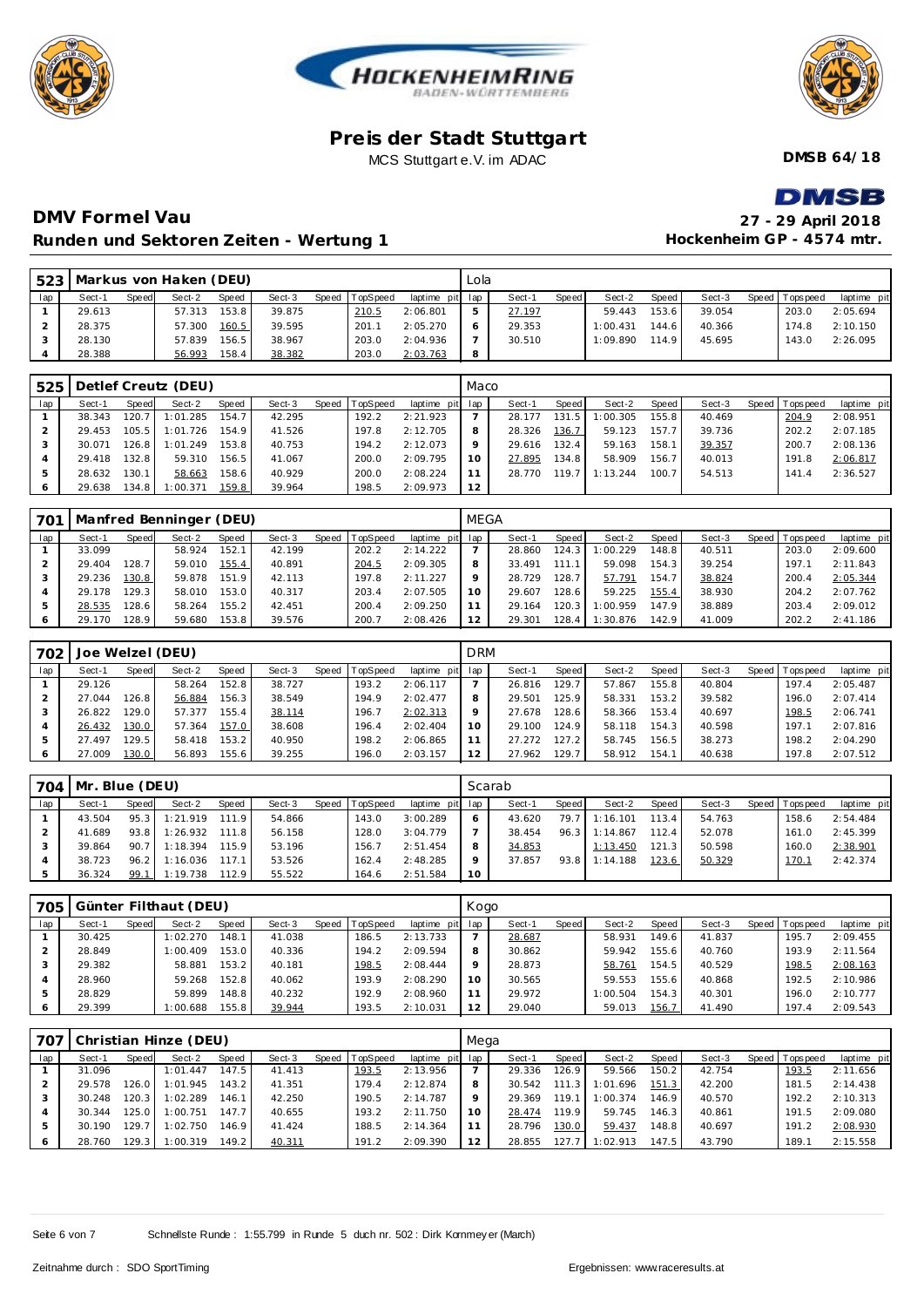# Preis der Stadt Stuttgart

MCS Stuttgart e.V. im ADAC

**DMSB 64/18**

## DMV Formel Vau

## Runden und Sektoren Zeiten - Wertung 1

**27 - 29 April 2018**

**Hockenheim GP - 4574 mtr.**

| 523 | Markus von Haken (DEU) | | | | | | | | Lola | | | | | | | | |
|---|---|---|---|---|---|---|---|---|---|---|---|---|---|---|---|---|---|
| lap | Sect-1 | Speed | Sect-2 | Speed | Sect-3 | Speed | TopSpeed | laptime pit | lap | Sect-1 | Speed | Sect-2 | Speed | Sect-3 | Speed | Topspeed | laptime pit |
| 1 | 29.613 | | 57.313 | 153.8 | 39.875 | | 210.5 | 2:06.801 | 5 | 27.197 | | 59.443 | 153.6 | 39.054 | | 203.0 | 2:05.694 |
| 2 | 28.375 | | 57.300 | 160.5 | 39.595 | | 201.1 | 2:05.270 | 6 | 29.353 | | 1:00.431 | 144.6 | 40.366 | | 174.8 | 2:10.150 |
| 3 | 28.130 | | 57.839 | 156.5 | 38.967 | | 203.0 | 2:04.936 | 7 | 30.510 | | 1:09.890 | 114.9 | 45.695 | | 143.0 | 2:26.095 |
| 4 | 28.388 | | 56.993 | 158.4 | 38.382 | | 203.0 | 2:03.763 | 8 | | | | | | | | |

| 525 | Detlef Creutz (DEU) | | | | | | | | Maco | | | | | | | | |
|---|---|---|---|---|---|---|---|---|---|---|---|---|---|---|---|---|---|
| lap | Sect-1 | Speed | Sect-2 | Speed | Sect-3 | Speed | TopSpeed | laptime pit | lap | Sect-1 | Speed | Sect-2 | Speed | Sect-3 | Speed | Topspeed | laptime pit |
| 1 | 38.343 | 120.7 | 1:01.285 | 154.7 | 42.295 | | 192.2 | 2:21.923 | 7 | 28.177 | 131.5 | 1:00.305 | 155.8 | 40.469 | | 204.9 | 2:08.951 |
| 2 | 29.453 | 105.5 | 1:01.726 | 154.9 | 41.526 | | 197.8 | 2:12.705 | 8 | 28.326 | 136.7 | 59.123 | 157.7 | 39.736 | | 202.2 | 2:07.185 |
| 3 | 30.071 | 126.8 | 1:01.249 | 153.8 | 40.753 | | 194.2 | 2:12.073 | 9 | 29.616 | 132.4 | 59.163 | 158.1 | 39.357 | | 200.7 | 2:08.136 |
| 4 | 29.418 | 132.8 | 59.310 | 156.5 | 41.067 | | 200.0 | 2:09.795 | 10 | 27.895 | 134.8 | 58.909 | 156.7 | 40.013 | | 191.8 | 2:06.817 |
| 5 | 28.632 | 130.1 | 58.663 | 158.6 | 40.929 | | 200.0 | 2:08.224 | 11 | 28.770 | 119.7 | 1:13.244 | 100.7 | 54.513 | | 141.4 | 2:36.527 |
| 6 | 29.638 | 134.8 | 1:00.371 | 159.8 | 39.964 | | 198.5 | 2:09.973 | 12 | | | | | | | | |

| 701 | Manfred Benninger (DEU) | | | | | | | | MEGA | | | | | | | | |
|---|---|---|---|---|---|---|---|---|---|---|---|---|---|---|---|---|---|
| lap | Sect-1 | Speed | Sect-2 | Speed | Sect-3 | Speed | TopSpeed | laptime pit | lap | Sect-1 | Speed | Sect-2 | Speed | Sect-3 | Speed | Topspeed | laptime pit |
| 1 | 33.099 | | 58.924 | 152.1 | 42.199 | | 202.2 | 2:14.222 | 7 | 28.860 | 124.3 | 1:00.229 | 148.8 | 40.511 | | 203.0 | 2:09.600 |
| 2 | 29.404 | 128.7 | 59.010 | 155.4 | 40.891 | | 204.5 | 2:09.305 | 8 | 33.491 | 111.1 | 59.098 | 154.3 | 39.254 | | 197.1 | 2:11.843 |
| 3 | 29.236 | 130.8 | 59.878 | 151.9 | 42.113 | | 197.8 | 2:11.227 | 9 | 28.729 | 128.7 | 57.791 | 154.7 | 38.824 | | 200.4 | 2:05.344 |
| 4 | 29.178 | 129.3 | 58.010 | 153.0 | 40.317 | | 203.4 | 2:07.505 | 10 | 29.607 | 128.6 | 59.225 | 155.4 | 38.930 | | 204.2 | 2:07.762 |
| 5 | 28.535 | 128.6 | 58.264 | 155.2 | 42.451 | | 200.4 | 2:09.250 | 11 | 29.164 | 120.3 | 1:00.959 | 147.9 | 38.889 | | 203.4 | 2:09.012 |
| 6 | 29.170 | 128.9 | 59.680 | 153.8 | 39.576 | | 200.7 | 2:08.426 | 12 | 29.301 | 128.4 | 1:30.876 | 142.9 | 41.009 | | 202.2 | 2:41.186 |

| 702 | Joe Welzel (DEU) | | | | | | | | DRM | | | | | | | | |
|---|---|---|---|---|---|---|---|---|---|---|---|---|---|---|---|---|---|
| lap | Sect-1 | Speed | Sect-2 | Speed | Sect-3 | Speed | TopSpeed | laptime pit | lap | Sect-1 | Speed | Sect-2 | Speed | Sect-3 | Speed | Topspeed | laptime pit |
| 1 | 29.126 | | 58.264 | 152.8 | 38.727 | | 193.2 | 2:06.117 | 7 | 26.816 | 129.7 | 57.867 | 155.8 | 40.804 | | 197.4 | 2:05.487 |
| 2 | 27.044 | 126.8 | 56.884 | 156.3 | 38.549 | | 194.9 | 2:02.477 | 8 | 29.501 | 125.9 | 58.331 | 153.2 | 39.582 | | 196.0 | 2:07.414 |
| 3 | 26.822 | 129.0 | 57.377 | 155.4 | 38.114 | | 196.7 | 2:02.313 | 9 | 27.678 | 128.6 | 58.366 | 153.4 | 40.697 | | 198.5 | 2:06.741 |
| 4 | 26.432 | 130.0 | 57.364 | 157.0 | 38.608 | | 196.4 | 2:02.404 | 10 | 29.100 | 124.9 | 58.118 | 154.3 | 40.598 | | 197.1 | 2:07.816 |
| 5 | 27.497 | 129.5 | 58.418 | 153.2 | 40.950 | | 198.2 | 2:06.865 | 11 | 27.272 | 127.2 | 58.745 | 156.5 | 38.273 | | 198.2 | 2:04.290 |
| 6 | 27.009 | 130.0 | 56.893 | 155.6 | 39.255 | | 196.0 | 2:03.157 | 12 | 27.962 | 129.7 | 58.912 | 154.1 | 40.638 | | 197.8 | 2:07.512 |

| 704 | Mr. Blue (DEU) | | | | | | | | Scarab | | | | | | | | |
|---|---|---|---|---|---|---|---|---|---|---|---|---|---|---|---|---|---|
| lap | Sect-1 | Speed | Sect-2 | Speed | Sect-3 | Speed | TopSpeed | laptime pit | lap | Sect-1 | Speed | Sect-2 | Speed | Sect-3 | Speed | Topspeed | laptime pit |
| 1 | 43.504 | 95.3 | 1:21.919 | 111.9 | 54.866 | | 143.0 | 3:00.289 | 6 | 43.620 | 79.7 | 1:16.101 | 113.4 | 54.763 | | 158.6 | 2:54.484 |
| 2 | 41.689 | 93.8 | 1:26.932 | 111.8 | 56.158 | | 128.0 | 3:04.779 | 7 | 38.454 | 96.3 | 1:14.867 | 112.4 | 52.078 | | 161.0 | 2:45.399 |
| 3 | 39.864 | 90.7 | 1:18.394 | 115.9 | 53.196 | | 156.7 | 2:51.454 | 8 | 34.853 | | 1:13.450 | 121.3 | 50.598 | | 160.0 | 2:38.901 |
| 4 | 38.723 | 96.2 | 1:16.036 | 117.1 | 53.526 | | 162.4 | 2:48.285 | 9 | 37.857 | 93.8 | 1:14.188 | 123.6 | 50.329 | | 170.1 | 2:42.374 |
| 5 | 36.324 | 99.1 | 1:19.738 | 112.9 | 55.522 | | 164.6 | 2:51.584 | 10 | | | | | | | | |

| 705 | Günter Filthaut (DEU) | | | | | | | | Kogo | | | | | | | | |
|---|---|---|---|---|---|---|---|---|---|---|---|---|---|---|---|---|---|
| lap | Sect-1 | Speed | Sect-2 | Speed | Sect-3 | Speed | TopSpeed | laptime pit | lap | Sect-1 | Speed | Sect-2 | Speed | Sect-3 | Speed | Topspeed | laptime pit |
| 1 | 30.425 | | 1:02.270 | 148.1 | 41.038 | | 186.5 | 2:13.733 | 7 | 28.687 | | 58.931 | 149.6 | 41.837 | | 195.7 | 2:09.455 |
| 2 | 28.849 | | 1:00.409 | 153.0 | 40.336 | | 194.2 | 2:09.594 | 8 | 30.862 | | 59.942 | 155.6 | 40.760 | | 193.9 | 2:11.564 |
| 3 | 29.382 | | 58.881 | 153.2 | 40.181 | | 198.5 | 2:08.444 | 9 | 28.873 | | 58.761 | 154.5 | 40.529 | | 198.5 | 2:08.163 |
| 4 | 28.960 | | 59.268 | 152.8 | 40.062 | | 193.9 | 2:08.290 | 10 | 30.565 | | 59.553 | 155.6 | 40.868 | | 192.5 | 2:10.986 |
| 5 | 28.829 | | 59.899 | 148.8 | 40.232 | | 192.9 | 2:08.960 | 11 | 29.972 | | 1:00.504 | 154.3 | 40.301 | | 196.0 | 2:10.777 |
| 6 | 29.399 | | 1:00.688 | 155.8 | 39.944 | | 193.5 | 2:10.031 | 12 | 29.040 | | 59.013 | 156.7 | 41.490 | | 197.4 | 2:09.543 |

| 707 | Christian Hinze (DEU) | | | | | | | | Mega | | | | | | | | |
|---|---|---|---|---|---|---|---|---|---|---|---|---|---|---|---|---|---|
| lap | Sect-1 | Speed | Sect-2 | Speed | Sect-3 | Speed | TopSpeed | laptime pit | lap | Sect-1 | Speed | Sect-2 | Speed | Sect-3 | Speed | Topspeed | laptime pit |
| 1 | 31.096 | | 1:01.447 | 147.5 | 41.413 | | 193.5 | 2:13.956 | 7 | 29.336 | 126.9 | 59.566 | 150.2 | 42.754 | | 193.5 | 2:11.656 |
| 2 | 29.578 | 126.0 | 1:01.945 | 143.2 | 41.351 | | 179.4 | 2:12.874 | 8 | 30.542 | 111.3 | 1:01.696 | 151.3 | 42.200 | | 181.5 | 2:14.438 |
| 3 | 30.248 | 120.3 | 1:02.289 | 146.1 | 42.250 | | 190.5 | 2:14.787 | 9 | 29.369 | 119.1 | 1:00.374 | 146.9 | 40.570 | | 192.2 | 2:10.313 |
| 4 | 30.344 | 125.0 | 1:00.751 | 147.7 | 40.655 | | 193.2 | 2:11.750 | 10 | 28.474 | 119.9 | 59.745 | 146.3 | 40.861 | | 191.5 | 2:09.080 |
| 5 | 30.190 | 129.7 | 1:02.750 | 146.9 | 41.424 | | 188.5 | 2:14.364 | 11 | 28.796 | 130.0 | 59.437 | 148.8 | 40.697 | | 191.2 | 2:08.930 |
| 6 | 28.760 | 129.3 | 1:00.319 | 149.2 | 40.311 | | 191.2 | 2:09.390 | 12 | 28.855 | 127.7 | 1:02.913 | 147.5 | 43.790 | | 189.1 | 2:15.558 |

Schnellste Runde : 1:55.799 in Runde 5 duch nr. 502 : Dirk Kornmeyer (March)

Zeitnahme durch : SDO SportTiming

Ergebnissen: www.raceresults.at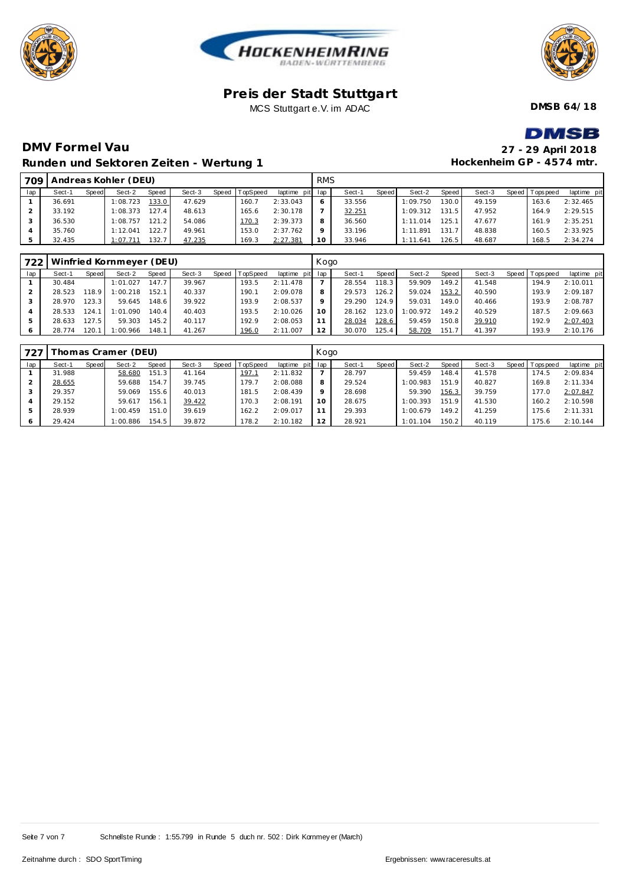# Preis der Stadt Stuttgart

MCS Stuttgart e.V. im ADAC

**DMSB 64/18**

## DMV Formel Vau

**27 - 29 April 2018**

### Runden und Sektoren Zeiten - Wertung 1

**Hockenheim GP - 4574 mtr.**

| 709 | Andreas Kohler (DEU) | | | | | | | | RMS | | | | | | | | |
|---|---|---|---|---|---|---|---|---|---|---|---|---|---|---|---|---|---|
| lap | Sect-1 | Speed | Sect-2 | Speed | Sect-3 | Speed | TopSpeed | laptime pit | lap | Sect-1 | Speed | Sect-2 | Speed | Sect-3 | Speed | Topspeed | laptime pit |
| 1 | 36.691 | | 1:08.723 | 133.0 | 47.629 | | 160.7 | 2:33.043 | 6 | 33.556 | | 1:09.750 | 130.0 | 49.159 | | 163.6 | 2:32.465 |
| 2 | 33.192 | | 1:08.373 | 127.4 | 48.613 | | 165.6 | 2:30.178 | 7 | 32.251 | | 1:09.312 | 131.5 | 47.952 | | 164.9 | 2:29.515 |
| 3 | 36.530 | | 1:08.757 | 121.2 | 54.086 | | 170.3 | 2:39.373 | 8 | 36.560 | | 1:11.014 | 125.1 | 47.677 | | 161.9 | 2:35.251 |
| 4 | 35.760 | | 1:12.041 | 122.7 | 49.961 | | 153.0 | 2:37.762 | 9 | 33.196 | | 1:11.891 | 131.7 | 48.838 | | 160.5 | 2:33.925 |
| 5 | 32.435 | | 1:07.711 | 132.7 | 47.235 | | 169.3 | 2:27.381 | 10 | 33.946 | | 1:11.641 | 126.5 | 48.687 | | 168.5 | 2:34.274 |

| 722 | Winfried Kornmeyer (DEU) | | | | | | | | Kogo | | | | | | | | |
|---|---|---|---|---|---|---|---|---|---|---|---|---|---|---|---|---|---|
| lap | Sect-1 | Speed | Sect-2 | Speed | Sect-3 | Speed | TopSpeed | laptime pit | lap | Sect-1 | Speed | Sect-2 | Speed | Sect-3 | Speed | Topspeed | laptime pit |
| 1 | 30.484 | | 1:01.027 | 147.7 | 39.967 | | 193.5 | 2:11.478 | 7 | 28.554 | 118.3 | 59.909 | 149.2 | 41.548 | | 194.9 | 2:10.011 |
| 2 | 28.523 | 118.9 | 1:00.218 | 152.1 | 40.337 | | 190.1 | 2:09.078 | 8 | 29.573 | 126.2 | 59.024 | 153.2 | 40.590 | | 193.9 | 2:09.187 |
| 3 | 28.970 | 123.3 | 59.645 | 148.6 | 39.922 | | 193.9 | 2:08.537 | 9 | 29.290 | 124.9 | 59.031 | 149.0 | 40.466 | | 193.9 | 2:08.787 |
| 4 | 28.533 | 124.1 | 1:01.090 | 140.4 | 40.403 | | 193.5 | 2:10.026 | 10 | 28.162 | 123.0 | 1:00.972 | 149.2 | 40.529 | | 187.5 | 2:09.663 |
| 5 | 28.633 | 127.5 | 59.303 | 145.2 | 40.117 | | 192.9 | 2:08.053 | 11 | 28.034 | 128.6 | 59.459 | 150.8 | 39.910 | | 192.9 | 2:07.403 |
| 6 | 28.774 | 120.1 | 1:00.966 | 148.1 | 41.267 | | 196.0 | 2:11.007 | 12 | 30.070 | 125.4 | 58.709 | 151.7 | 41.397 | | 193.9 | 2:10.176 |

| 727 | Thomas Cramer (DEU) | | | | | | | | Kogo | | | | | | | | |
|---|---|---|---|---|---|---|---|---|---|---|---|---|---|---|---|---|---|
| lap | Sect-1 | Speed | Sect-2 | Speed | Sect-3 | Speed | TopSpeed | laptime pit | lap | Sect-1 | Speed | Sect-2 | Speed | Sect-3 | Speed | Topspeed | laptime pit |
| 1 | 31.988 | | 58.680 | 151.3 | 41.164 | | 197.1 | 2:11.832 | 7 | 28.797 | | 59.459 | 148.4 | 41.578 | | 174.5 | 2:09.834 |
| 2 | 28.655 | | 59.688 | 154.7 | 39.745 | | 179.7 | 2:08.088 | 8 | 29.524 | | 1:00.983 | 151.9 | 40.827 | | 169.8 | 2:11.334 |
| 3 | 29.357 | | 59.069 | 155.6 | 40.013 | | 181.5 | 2:08.439 | 9 | 28.698 | | 59.390 | 156.3 | 39.759 | | 177.0 | 2:07.847 |
| 4 | 29.152 | | 59.617 | 156.1 | 39.422 | | 170.3 | 2:08.191 | 10 | 28.675 | | 1:00.393 | 151.9 | 41.530 | | 160.2 | 2:10.598 |
| 5 | 28.939 | | 1:00.459 | 151.0 | 39.619 | | 162.2 | 2:09.017 | 11 | 29.393 | | 1:00.679 | 149.2 | 41.259 | | 175.6 | 2:11.331 |
| 6 | 29.424 | | 1:00.886 | 154.5 | 39.872 | | 178.2 | 2:10.182 | 12 | 28.921 | | 1:01.104 | 150.2 | 40.119 | | 175.6 | 2:10.144 |

Schnellste Runde : 1:55.799 in Runde 5 duch nr. 502 : Dirk Kornmeyer (March)

Zeitnahme durch : SDO SportTiming

Ergebnissen: www.raceresults.at